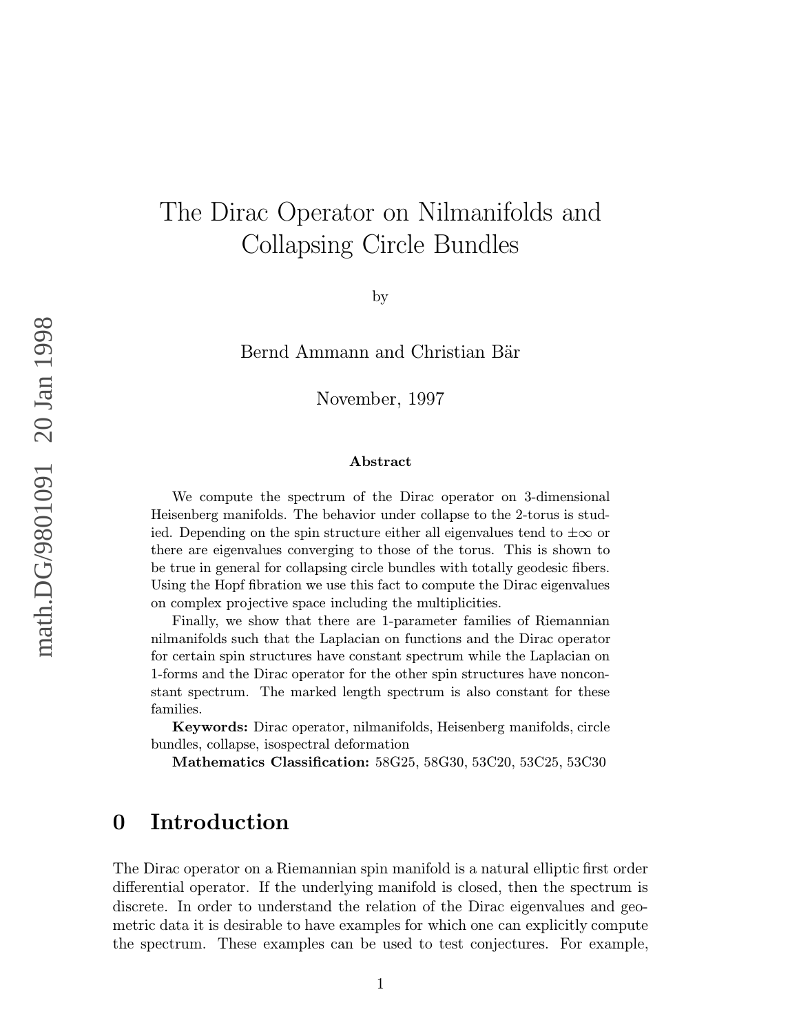# The Dirac Operator on Nilmanifolds and Collapsing Circle Bundles

by

Bernd Ammann and Christian Bär

November, 1997

### Abstract

We compute the spectrum of the Dirac operator on 3-dimensional Heisenberg manifolds. The behavior under collapse to the 2-torus is studied. Depending on the spin structure either all eigenvalues tend to $\pm\infty$ or there are eigenvalues converging to those of the torus. This is shown to be true in general for collapsing circle bundles with totally geodesic fibers. Using the Hopf fibration we use this fact to compute the Dirac eigenvalues on complex projective space including the multiplicities.

Finally, we show that there are 1-parameter families of Riemannian nilmanifolds such that the Laplacian on functions and the Dirac operator for certain spin structures have constant spectrum while the Laplacian on 1-forms and the Dirac operator for the other spin structures have nonconstant spectrum. The marked length spectrum is also constant for these families.

**Keywords:** Dirac operator, nilmanifolds, Heisenberg manifolds, circle bundles, collapse, isospectral deformation

**Mathematics Classification:** 58G25, 58G30, 53C20, 53C25, 53C30

# 0 Introduction

The Dirac operator on a Riemannian spin manifold is a natural elliptic first order differential operator. If the underlying manifold is closed, then the spectrum is discrete. In order to understand the relation of the Dirac eigenvalues and geometric data it is desirable to have examples for which one can explicitly compute the spectrum. These examples can be used to test conjectures. For example,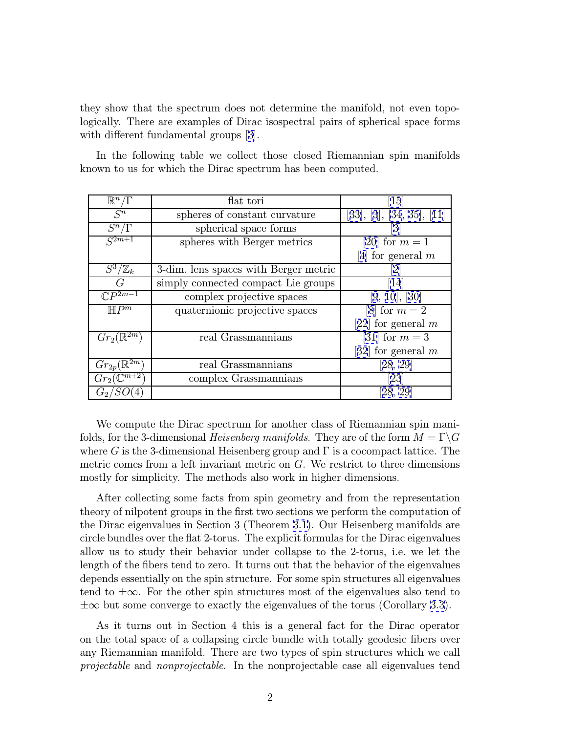they show that the spectrum does not determine the manifold, not even topologically. There are examples of Dirac isospectral pairs of spherical space forms with different fundamental groups [3].

In the following table we collect those closed Riemannian spin manifolds known to us for which the Dirac spectrum has been computed.

| | | |
|---|---|---|
| $\mathbb{R}^n/\Gamma$ | flat tori | [15] |
| $S^n$ | spheres of constant curvature | [33], [3], [34, 35], [11] |
| $S^n/\Gamma$ | spherical space forms | [3] |
| $S^{2m+1}$ | spheres with Berger metrics | [20] for $m = 1$<br>[4] for general $m$ |
| $S^3/\mathbb{Z}_k$ | 3-dim. lens spaces with Berger metric | [2] |
| $G$ | simply connected compact Lie groups | [14] |
| $\mathbb{C}P^{2m-1}$ | complex projective spaces | [9, 10], [30] |
| $\mathbb{H}P^m$ | quaternionic projective spaces | [8] for $m = 2$<br>[22] for general $m$ |
| $Gr_2(\mathbb{R}^{2m})$ | real Grassmannians | [31] for $m = 3$<br>[32] for general $m$ |
| $Gr_{2p}(\mathbb{R}^{2m})$ | real Grassmannians | [28, 29] |
| $Gr_2(\mathbb{C}^{m+2})$ | complex Grassmannians | [23] |
| $G_2/SO(4)$ | | [28, 29] |

We compute the Dirac spectrum for another class of Riemannian spin manifolds, for the 3-dimensional *Heisenberg manifolds*. They are of the form $M = \Gamma\backslash G$ where $G$ is the 3-dimensional Heisenberg group and $\Gamma$ is a cocompact lattice. The metric comes from a left invariant metric on $G$. We restrict to three dimensions mostly for simplicity. The methods also work in higher dimensions.

After collecting some facts from spin geometry and from the representation theory of nilpotent groups in the first two sections we perform the computation of the Dirac eigenvalues in Section 3 (Theorem 3.1). Our Heisenberg manifolds are circle bundles over the flat 2-torus. The explicit formulas for the Dirac eigenvalues allow us to study their behavior under collapse to the 2-torus, i.e. we let the length of the fibers tend to zero. It turns out that the behavior of the eigenvalues depends essentially on the spin structure. For some spin structures all eigenvalues tend to $\pm\infty$. For the other spin structures most of the eigenvalues also tend to $\pm\infty$ but some converge to exactly the eigenvalues of the torus (Corollary 3.3).

As it turns out in Section 4 this is a general fact for the Dirac operator on the total space of a collapsing circle bundle with totally geodesic fibers over any Riemannian manifold. There are two types of spin structures which we call *projectable* and *nonprojectable*. In the nonprojectable case all eigenvalues tend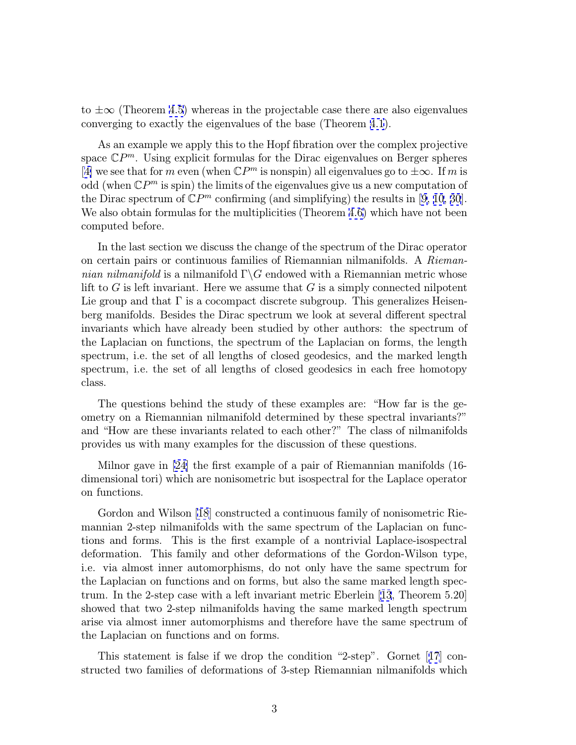to $\pm\infty$ (Theorem 4.5) whereas in the projectable case there are also eigenvalues converging to exactly the eigenvalues of the base (Theorem 4.1).

As an example we apply this to the Hopf fibration over the complex projective space $\mathbb{C}P^m$. Using explicit formulas for the Dirac eigenvalues on Berger spheres [4] we see that for $m$ even (when $\mathbb{C}P^m$ is nonspin) all eigenvalues go to $\pm\infty$. If $m$ is odd (when $\mathbb{C}P^m$ is spin) the limits of the eigenvalues give us a new computation of the Dirac spectrum of $\mathbb{C}P^m$ confirming (and simplifying) the results in [9, 10, 30]. We also obtain formulas for the multiplicities (Theorem 4.6) which have not been computed before.

In the last section we discuss the change of the spectrum of the Dirac operator on certain pairs or continuous families of Riemannian nilmanifolds. A *Riemannian nilmanifold* is a nilmanifold $\Gamma\backslash G$ endowed with a Riemannian metric whose lift to $G$ is left invariant. Here we assume that $G$ is a simply connected nilpotent Lie group and that $\Gamma$ is a cocompact discrete subgroup. This generalizes Heisenberg manifolds. Besides the Dirac spectrum we look at several different spectral invariants which have already been studied by other authors: the spectrum of the Laplacian on functions, the spectrum of the Laplacian on forms, the length spectrum, i.e. the set of all lengths of closed geodesics, and the marked length spectrum, i.e. the set of all lengths of closed geodesics in each free homotopy class.

The questions behind the study of these examples are: "How far is the geometry on a Riemannian nilmanifold determined by these spectral invariants?" and "How are these invariants related to each other?" The class of nilmanifolds provides us with many examples for the discussion of these questions.

Milnor gave in [24] the first example of a pair of Riemannian manifolds (16-dimensional tori) which are nonisometric but isospectral for the Laplace operator on functions.

Gordon and Wilson [18] constructed a continuous family of nonisometric Riemannian 2-step nilmanifolds with the same spectrum of the Laplacian on functions and forms. This is the first example of a nontrivial Laplace-isospectral deformation. This family and other deformations of the Gordon-Wilson type, i.e. via almost inner automorphisms, do not only have the same spectrum for the Laplacian on functions and on forms, but also the same marked length spectrum. In the 2-step case with a left invariant metric Eberlein [13, Theorem 5.20] showed that two 2-step nilmanifolds having the same marked length spectrum arise via almost inner automorphisms and therefore have the same spectrum of the Laplacian on functions and on forms.

This statement is false if we drop the condition "2-step". Gornet [17] constructed two families of deformations of 3-step Riemannian nilmanifolds which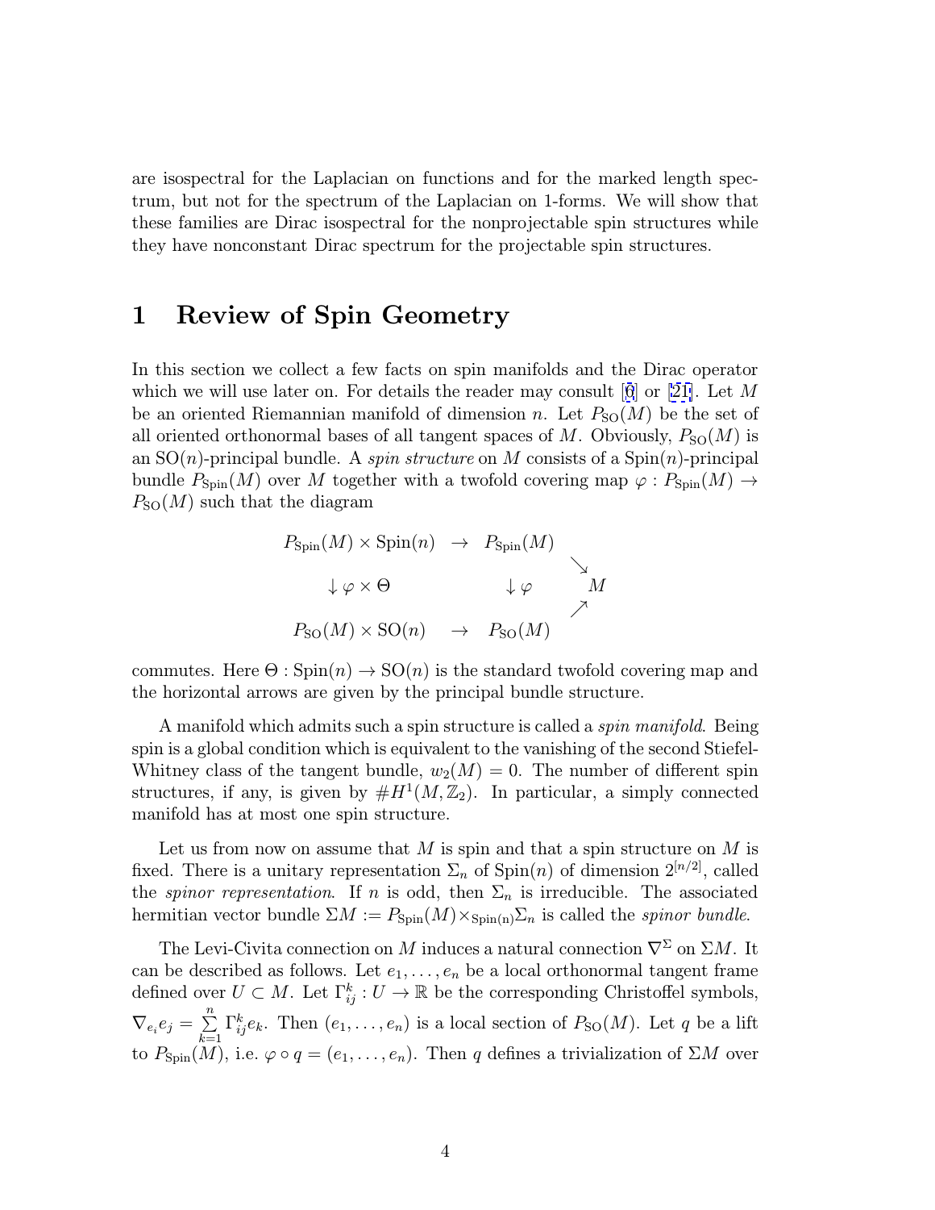are isospectral for the Laplacian on functions and for the marked length spectrum, but not for the spectrum of the Laplacian on 1-forms. We will show that these families are Dirac isospectral for the nonprojectable spin structures while they have nonconstant Dirac spectrum for the projectable spin structures.

# 1 Review of Spin Geometry

In this section we collect a few facts on spin manifolds and the Dirac operator which we will use later on. For details the reader may consult [6] or [21]. Let $M$ be an oriented Riemannian manifold of dimension $n$. Let $P_{\mathrm{SO}}(M)$ be the set of all oriented orthonormal bases of all tangent spaces of $M$. Obviously, $P_{\mathrm{SO}}(M)$ is an $\mathrm{SO}(n)$-principal bundle. A *spin structure* on $M$ consists of a $\mathrm{Spin}(n)$-principal bundle $P_{\mathrm{Spin}}(M)$ over $M$ together with a twofold covering map $\varphi : P_{\mathrm{Spin}}(M) \to P_{\mathrm{SO}}(M)$ such that the diagram

$$
\begin{array}{ccccc}
P_{\mathrm{Spin}}(M) \times \mathrm{Spin}(n) & \to & P_{\mathrm{Spin}}(M) & & \\
 & & & \searrow & \\
\downarrow \varphi \times \Theta & & \downarrow \varphi & & M \\
 & & & \nearrow & \\
P_{\mathrm{SO}}(M) \times \mathrm{SO}(n) & \to & P_{\mathrm{SO}}(M) & &
\end{array}
$$

commutes. Here $\Theta : \mathrm{Spin}(n) \to \mathrm{SO}(n)$ is the standard twofold covering map and the horizontal arrows are given by the principal bundle structure.

A manifold which admits such a spin structure is called a *spin manifold*. Being spin is a global condition which is equivalent to the vanishing of the second Stiefel-Whitney class of the tangent bundle, $w_2(M) = 0$. The number of different spin structures, if any, is given by $\#H^1(M, \mathbb{Z}_2)$. In particular, a simply connected manifold has at most one spin structure.

Let us from now on assume that $M$ is spin and that a spin structure on $M$ is fixed. There is a unitary representation $\Sigma_n$ of $\mathrm{Spin}(n)$ of dimension $2^{[n/2]}$, called the *spinor representation*. If $n$ is odd, then $\Sigma_n$ is irreducible. The associated hermitian vector bundle $\Sigma M := P_{\mathrm{Spin}}(M) \times_{\mathrm{Spin(n)}} \Sigma_n$ is called the *spinor bundle*.

The Levi-Civita connection on $M$ induces a natural connection $\nabla^\Sigma$ on $\Sigma M$. It can be described as follows. Let $e_1, \ldots, e_n$ be a local orthonormal tangent frame defined over $U \subset M$. Let $\Gamma_{ij}^k : U \to \mathbb{R}$ be the corresponding Christoffel symbols, $\nabla_{e_i} e_j = \sum_{k=1}^{n} \Gamma_{ij}^k e_k$. Then $(e_1, \ldots, e_n)$ is a local section of $P_{\mathrm{SO}}(M)$. Let $q$ be a lift to $P_{\mathrm{Spin}}(M)$, i.e. $\varphi \circ q = (e_1, \ldots, e_n)$. Then $q$ defines a trivialization of $\Sigma M$ over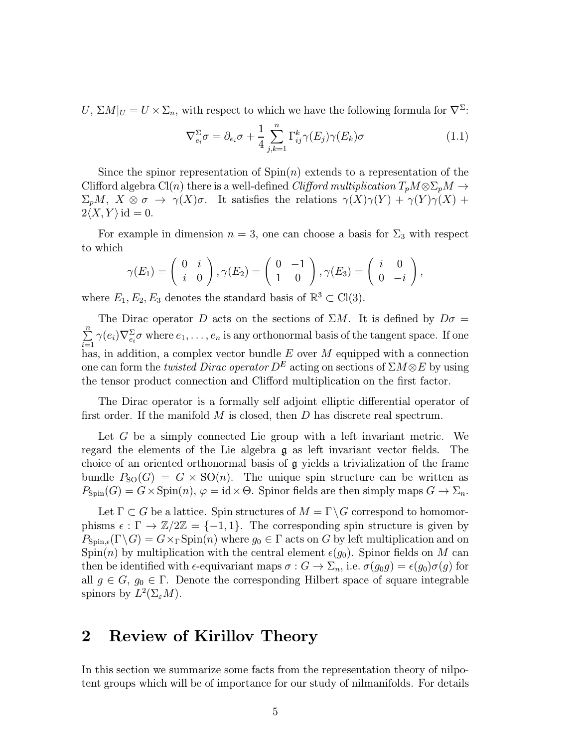$U$, $\Sigma M|_U = U \times \Sigma_n$, with respect to which we have the following formula for $\nabla^\Sigma$:

$$\nabla^\Sigma_{e_i}\sigma = \partial_{e_i}\sigma + \frac{1}{4}\sum_{j,k=1}^{n}\Gamma_{ij}^k \gamma(E_j)\gamma(E_k)\sigma \tag{1.1}$$

Since the spinor representation of $\mathrm{Spin}(n)$ extends to a representation of the Clifford algebra $\mathrm{Cl}(n)$ there is a well-defined *Clifford multiplication* $T_pM \otimes \Sigma_p M \to \Sigma_p M$, $X \otimes \sigma \to \gamma(X)\sigma$. It satisfies the relations $\gamma(X)\gamma(Y) + \gamma(Y)\gamma(X) + 2\langle X, Y\rangle \,\mathrm{id} = 0$.

For example in dimension $n = 3$, one can choose a basis for $\Sigma_3$ with respect to which

$$\gamma(E_1) = \begin{pmatrix} 0 & i \\ i & 0 \end{pmatrix}, \gamma(E_2) = \begin{pmatrix} 0 & -1 \\ 1 & 0 \end{pmatrix}, \gamma(E_3) = \begin{pmatrix} i & 0 \\ 0 & -i \end{pmatrix},$$

where $E_1, E_2, E_3$ denotes the standard basis of $\mathbb{R}^3 \subset \mathrm{Cl}(3)$.

The Dirac operator $D$ acts on the sections of $\Sigma M$. It is defined by $D\sigma = \sum_{i=1}^{n} \gamma(e_i)\nabla^\Sigma_{e_i}\sigma$ where $e_1, \ldots, e_n$ is any orthonormal basis of the tangent space. If one has, in addition, a complex vector bundle $E$ over $M$ equipped with a connection one can form the *twisted Dirac operator* $D^{\boldsymbol{E}}$ acting on sections of $\Sigma M \otimes E$ by using the tensor product connection and Clifford multiplication on the first factor.

The Dirac operator is a formally self adjoint elliptic differential operator of first order. If the manifold $M$ is closed, then $D$ has discrete real spectrum.

Let $G$ be a simply connected Lie group with a left invariant metric. We regard the elements of the Lie algebra $\mathfrak{g}$ as left invariant vector fields. The choice of an oriented orthonormal basis of $\mathfrak{g}$ yields a trivialization of the frame bundle $P_{\mathrm{SO}}(G) = G \times \mathrm{SO}(n)$. The unique spin structure can be written as $P_{\mathrm{Spin}}(G) = G \times \mathrm{Spin}(n)$, $\varphi = \mathrm{id} \times \Theta$. Spinor fields are then simply maps $G \to \Sigma_n$.

Let $\Gamma \subset G$ be a lattice. Spin structures of $M = \Gamma \backslash G$ correspond to homomorphisms $\epsilon : \Gamma \to \mathbb{Z}/2\mathbb{Z} = \{-1, 1\}$. The corresponding spin structure is given by $P_{\mathrm{Spin},\epsilon}(\Gamma\backslash G) = G \times_\Gamma \mathrm{Spin}(n)$ where $g_0 \in \Gamma$ acts on $G$ by left multiplication and on $\mathrm{Spin}(n)$ by multiplication with the central element $\epsilon(g_0)$. Spinor fields on $M$ can then be identified with $\epsilon$-equivariant maps $\sigma : G \to \Sigma_n$, i.e. $\sigma(g_0 g) = \epsilon(g_0)\sigma(g)$ for all $g \in G$, $g_0 \in \Gamma$. Denote the corresponding Hilbert space of square integrable spinors by $L^2(\Sigma_\varepsilon M)$.

## 2 Review of Kirillov Theory

In this section we summarize some facts from the representation theory of nilpotent groups which will be of importance for our study of nilmanifolds. For details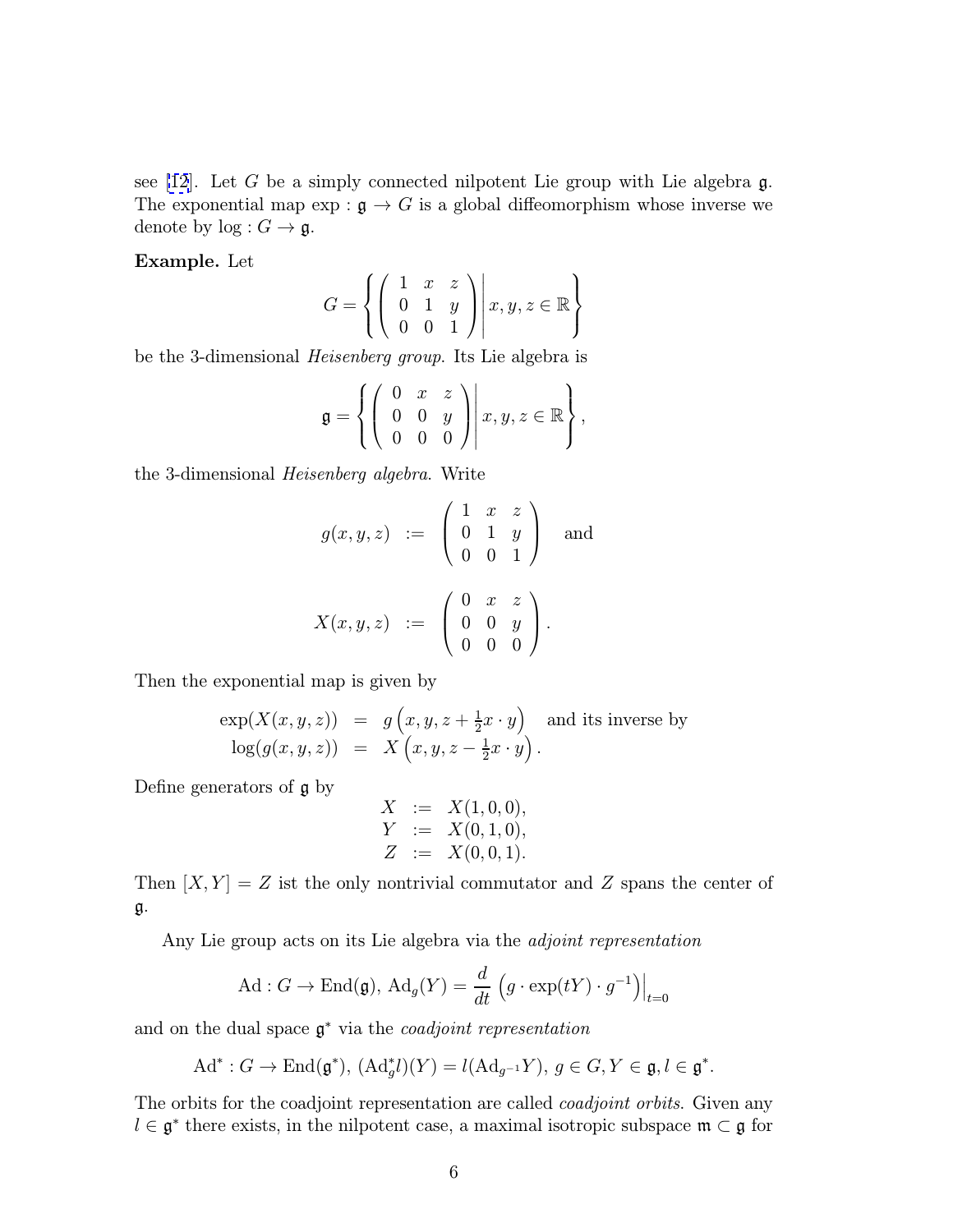see [12]. Let $G$ be a simply connected nilpotent Lie group with Lie algebra $\mathfrak{g}$. The exponential map $\exp : \mathfrak{g} \to G$ is a global diffeomorphism whose inverse we denote by $\log : G \to \mathfrak{g}$.

**Example.** Let

$$G = \left\{ \left( \begin{array}{ccc} 1 & x & z \\ 0 & 1 & y \\ 0 & 0 & 1 \end{array} \right) \middle| x, y, z \in \mathbb{R} \right\}$$

be the 3-dimensional *Heisenberg group*. Its Lie algebra is

$$\mathfrak{g} = \left\{ \left( \begin{array}{ccc} 0 & x & z \\ 0 & 0 & y \\ 0 & 0 & 0 \end{array} \right) \middle| x, y, z \in \mathbb{R} \right\},$$

the 3-dimensional *Heisenberg algebra*. Write

$$g(x,y,z) \ := \ \left( \begin{array}{ccc} 1 & x & z \\ 0 & 1 & y \\ 0 & 0 & 1 \end{array} \right) \quad \text{and}$$

$$X(x,y,z) \ := \ \left( \begin{array}{ccc} 0 & x & z \\ 0 & 0 & y \\ 0 & 0 & 0 \end{array} \right).$$

Then the exponential map is given by

$$\begin{array}{rcl} \exp(X(x,y,z)) & = & g\left(x, y, z + \frac{1}{2} x \cdot y\right) \quad \text{and its inverse by} \\ \log(g(x,y,z)) & = & X\left(x, y, z - \frac{1}{2} x \cdot y\right). \end{array}$$

Define generators of $\mathfrak{g}$ by

$$\begin{array}{rcl} X & := & X(1,0,0), \\ Y & := & X(0,1,0), \\ Z & := & X(0,0,1). \end{array}$$

Then $[X,Y] = Z$ ist the only nontrivial commutator and $Z$ spans the center of $\mathfrak{g}$.

Any Lie group acts on its Lie algebra via the *adjoint representation*

$$\mathrm{Ad} : G \to \mathrm{End}(\mathfrak{g}),\ \mathrm{Ad}_g(Y) = \frac{d}{dt} \left( g \cdot \exp(tY) \cdot g^{-1} \right) \Big|_{t=0}$$

and on the dual space $\mathfrak{g}^*$ via the *coadjoint representation*

$$\mathrm{Ad}^* : G \to \mathrm{End}(\mathfrak{g}^*),\ (\mathrm{Ad}^*_g l)(Y) = l(\mathrm{Ad}_{g^{-1}} Y),\ g \in G, Y \in \mathfrak{g}, l \in \mathfrak{g}^*.$$

The orbits for the coadjoint representation are called *coadjoint orbits*. Given any $l \in \mathfrak{g}^*$ there exists, in the nilpotent case, a maximal isotropic subspace $\mathfrak{m} \subset \mathfrak{g}$ for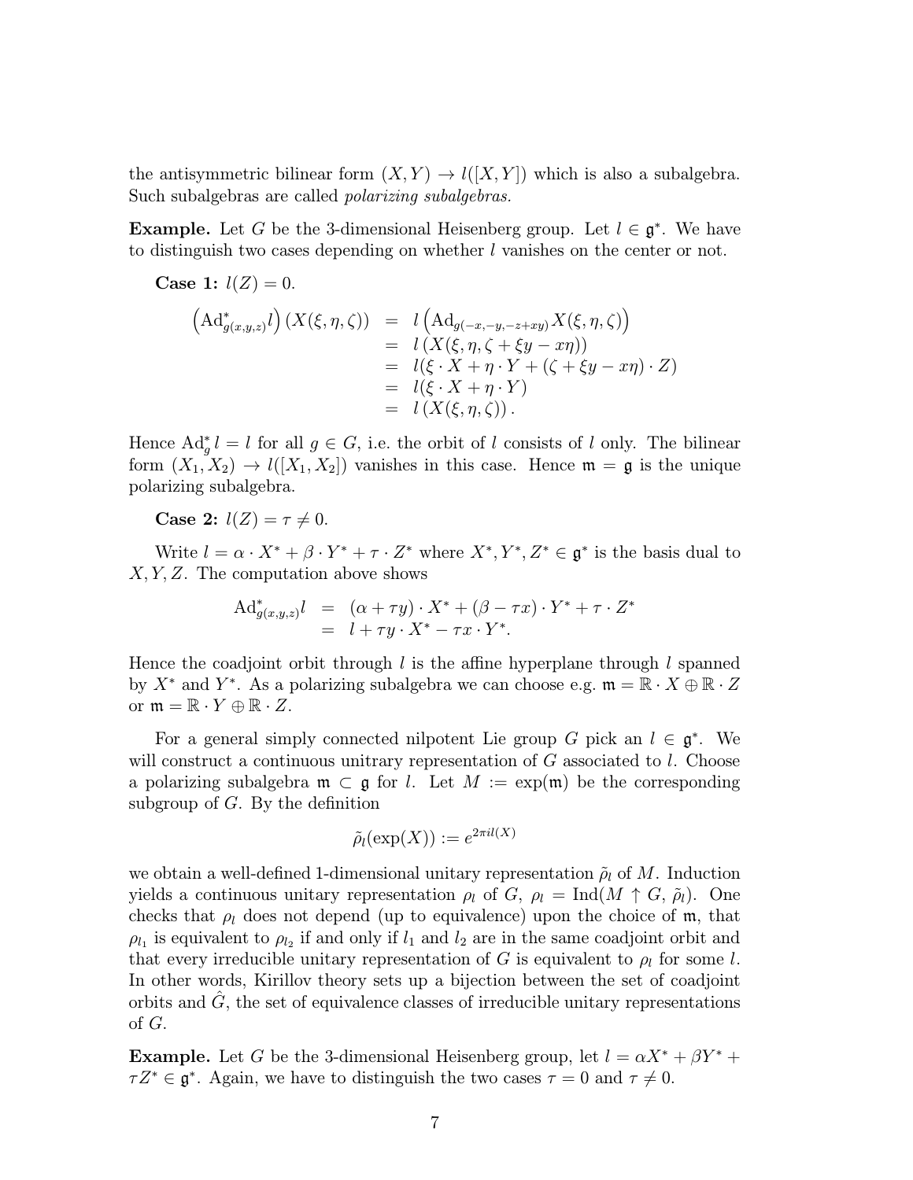the antisymmetric bilinear form $(X,Y) \to l([X,Y])$ which is also a subalgebra. Such subalgebras are called *polarizing subalgebras.*

**Example.** Let $G$ be the 3-dimensional Heisenberg group. Let $l \in \mathfrak{g}^*$. We have to distinguish two cases depending on whether $l$ vanishes on the center or not.

**Case 1:** $l(Z) = 0$.

$$
\begin{aligned}
\left(\mathrm{Ad}^*_{g(x,y,z)} l\right)(X(\xi,\eta,\zeta)) &= l\left(\mathrm{Ad}_{g(-x,-y,-z+xy)} X(\xi,\eta,\zeta)\right) \\
&= l\left(X(\xi,\eta,\zeta+\xi y - x\eta)\right) \\
&= l(\xi\cdot X + \eta \cdot Y + (\zeta + \xi y - x\eta)\cdot Z) \\
&= l(\xi \cdot X + \eta \cdot Y) \\
&= l\left(X(\xi,\eta,\zeta)\right).
\end{aligned}
$$

Hence $\mathrm{Ad}^*_g l = l$ for all $g \in G$, i.e. the orbit of $l$ consists of $l$ only. The bilinear form $(X_1, X_2) \to l([X_1,X_2])$ vanishes in this case. Hence $\mathfrak{m} = \mathfrak{g}$ is the unique polarizing subalgebra.

**Case 2:** $l(Z) = \tau \neq 0$.

Write $l = \alpha \cdot X^* + \beta \cdot Y^* + \tau \cdot Z^*$ where $X^*, Y^*, Z^* \in \mathfrak{g}^*$ is the basis dual to $X, Y, Z$. The computation above shows

$$
\begin{aligned}
\mathrm{Ad}^*_{g(x,y,z)} l &= (\alpha + \tau y)\cdot X^* + (\beta - \tau x)\cdot Y^* + \tau \cdot Z^* \\
&= l + \tau y \cdot X^* - \tau x \cdot Y^*.
\end{aligned}
$$

Hence the coadjoint orbit through $l$ is the affine hyperplane through $l$ spanned by $X^*$ and $Y^*$. As a polarizing subalgebra we can choose e.g. $\mathfrak{m} = \mathbb{R}\cdot X \oplus \mathbb{R}\cdot Z$ or $\mathfrak{m} = \mathbb{R}\cdot Y \oplus \mathbb{R} \cdot Z$.

For a general simply connected nilpotent Lie group $G$ pick an $l \in \mathfrak{g}^*$. We will construct a continuous unitary representation of $G$ associated to $l$. Choose a polarizing subalgebra $\mathfrak{m} \subset \mathfrak{g}$ for $l$. Let $M := \exp(\mathfrak{m})$ be the corresponding subgroup of $G$. By the definition

$$
\tilde{\rho}_l(\exp(X)) := e^{2\pi i l(X)}
$$

we obtain a well-defined 1-dimensional unitary representation $\tilde{\rho}_l$ of $M$. Induction yields a continuous unitary representation $\rho_l$ of $G$, $\rho_l = \mathrm{Ind}(M \uparrow G,\, \tilde{\rho}_l)$. One checks that $\rho_l$ does not depend (up to equivalence) upon the choice of $\mathfrak{m}$, that $\rho_{l_1}$ is equivalent to $\rho_{l_2}$ if and only if $l_1$ and $l_2$ are in the same coadjoint orbit and that every irreducible unitary representation of $G$ is equivalent to $\rho_l$ for some $l$. In other words, Kirillov theory sets up a bijection between the set of coadjoint orbits and $\hat{G}$, the set of equivalence classes of irreducible unitary representations of $G$.

**Example.** Let $G$ be the 3-dimensional Heisenberg group, let $l = \alpha X^* + \beta Y^* + \tau Z^* \in \mathfrak{g}^*$. Again, we have to distinguish the two cases $\tau = 0$ and $\tau \neq 0$.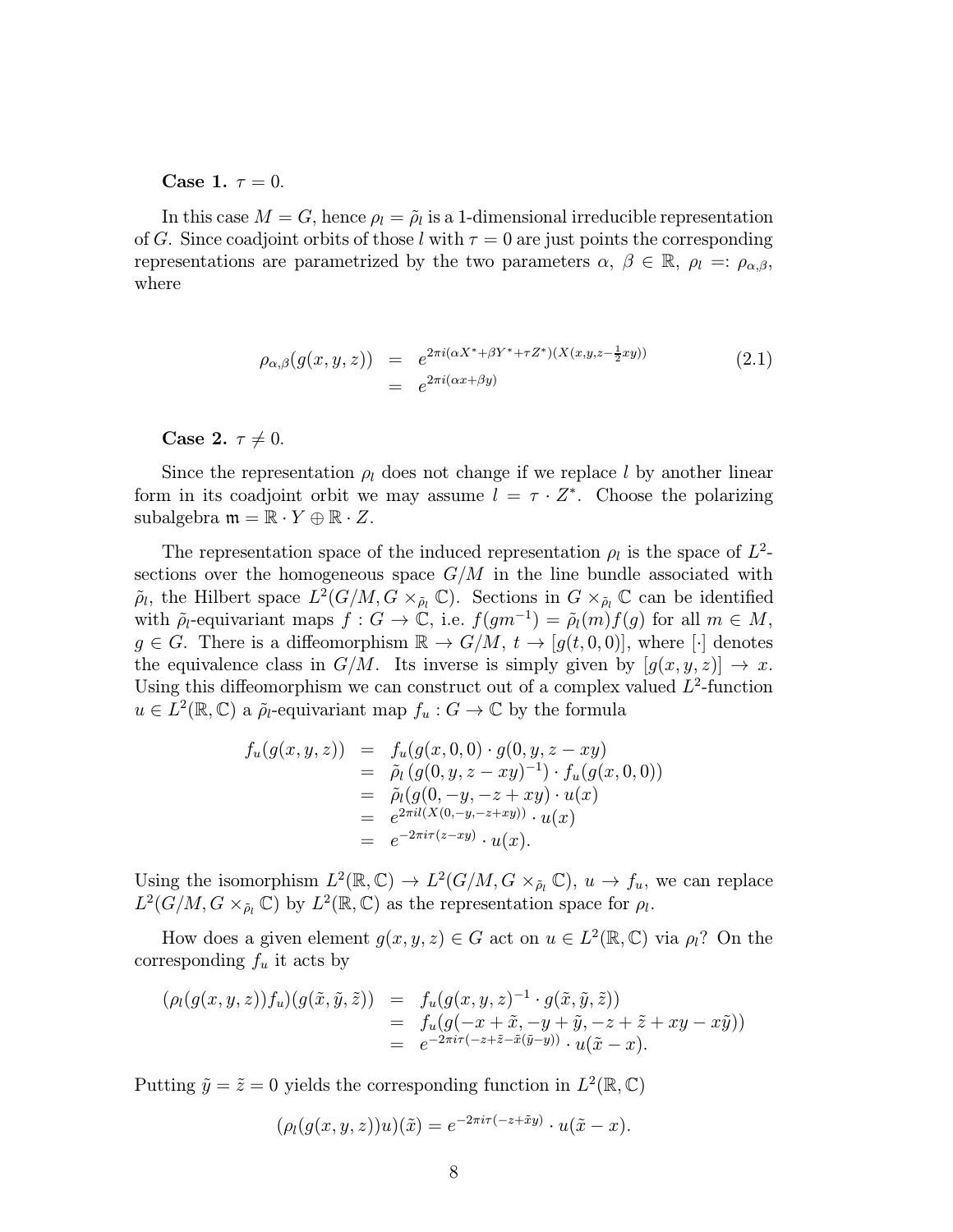**Case 1.** $\tau = 0$.

In this case $M = G$, hence $\rho_l = \tilde{\rho}_l$ is a 1-dimensional irreducible representation of $G$. Since coadjoint orbits of those $l$ with $\tau = 0$ are just points the corresponding representations are parametrized by the two parameters $\alpha$, $\beta \in \mathbb{R}$, $\rho_l =: \rho_{\alpha,\beta}$, where

$$
\begin{aligned}
\rho_{\alpha,\beta}(g(x,y,z)) &= e^{2\pi i(\alpha X^* + \beta Y^* + \tau Z^*)(X(x,y,z-\frac{1}{2}xy))} \\
&= e^{2\pi i(\alpha x + \beta y)}
\end{aligned}
\tag{2.1}
$$

**Case 2.** $\tau \neq 0$.

Since the representation $\rho_l$ does not change if we replace $l$ by another linear form in its coadjoint orbit we may assume $l = \tau \cdot Z^*$. Choose the polarizing subalgebra $\mathfrak{m} = \mathbb{R} \cdot Y \oplus \mathbb{R} \cdot Z$.

The representation space of the induced representation $\rho_l$ is the space of $L^2$-sections over the homogeneous space $G/M$ in the line bundle associated with $\tilde{\rho}_l$, the Hilbert space $L^2(G/M, G \times_{\tilde{\rho}_l} \mathbb{C})$. Sections in $G \times_{\tilde{\rho}_l} \mathbb{C}$ can be identified with $\tilde{\rho}_l$-equivariant maps $f : G \to \mathbb{C}$, i.e. $f(gm^{-1}) = \tilde{\rho}_l(m)f(g)$ for all $m \in M$, $g \in G$. There is a diffeomorphism $\mathbb{R} \to G/M$, $t \to [g(t,0,0)]$, where $[\cdot]$ denotes the equivalence class in $G/M$. Its inverse is simply given by $[g(x,y,z)] \to x$. Using this diffeomorphism we can construct out of a complex valued $L^2$-function $u \in L^2(\mathbb{R}, \mathbb{C})$ a $\tilde{\rho}_l$-equivariant map $f_u : G \to \mathbb{C}$ by the formula

$$
\begin{aligned}
f_u(g(x,y,z)) &= f_u(g(x,0,0) \cdot g(0,y,z-xy)) \\
&= \tilde{\rho}_l\left(g(0,y,z-xy)^{-1}\right) \cdot f_u(g(x,0,0)) \\
&= \tilde{\rho}_l(g(0,-y,-z+xy) \cdot u(x) \\
&= e^{2\pi i l(X(0,-y,-z+xy))} \cdot u(x) \\
&= e^{-2\pi i \tau(z-xy)} \cdot u(x).
\end{aligned}
$$

Using the isomorphism $L^2(\mathbb{R}, \mathbb{C}) \to L^2(G/M, G \times_{\tilde{\rho}_l} \mathbb{C})$, $u \to f_u$, we can replace $L^2(G/M, G \times_{\tilde{\rho}_l} \mathbb{C})$ by $L^2(\mathbb{R}, \mathbb{C})$ as the representation space for $\rho_l$.

How does a given element $g(x,y,z) \in G$ act on $u \in L^2(\mathbb{R}, \mathbb{C})$ via $\rho_l$? On the corresponding $f_u$ it acts by

$$
\begin{aligned}
(\rho_l(g(x,y,z))f_u)(g(\tilde{x},\tilde{y},\tilde{z})) &= f_u(g(x,y,z)^{-1} \cdot g(\tilde{x},\tilde{y},\tilde{z})) \\
&= f_u(g(-x+\tilde{x}, -y+\tilde{y}, -z+\tilde{z}+xy-x\tilde{y})) \\
&= e^{-2\pi i \tau(-z+\tilde{z}-\tilde{x}(\tilde{y}-y))} \cdot u(\tilde{x}-x).
\end{aligned}
$$

Putting $\tilde{y} = \tilde{z} = 0$ yields the corresponding function in $L^2(\mathbb{R}, \mathbb{C})$

$$
(\rho_l(g(x,y,z))u)(\tilde{x}) = e^{-2\pi i \tau(-z+\tilde{x}y)} \cdot u(\tilde{x}-x).
$$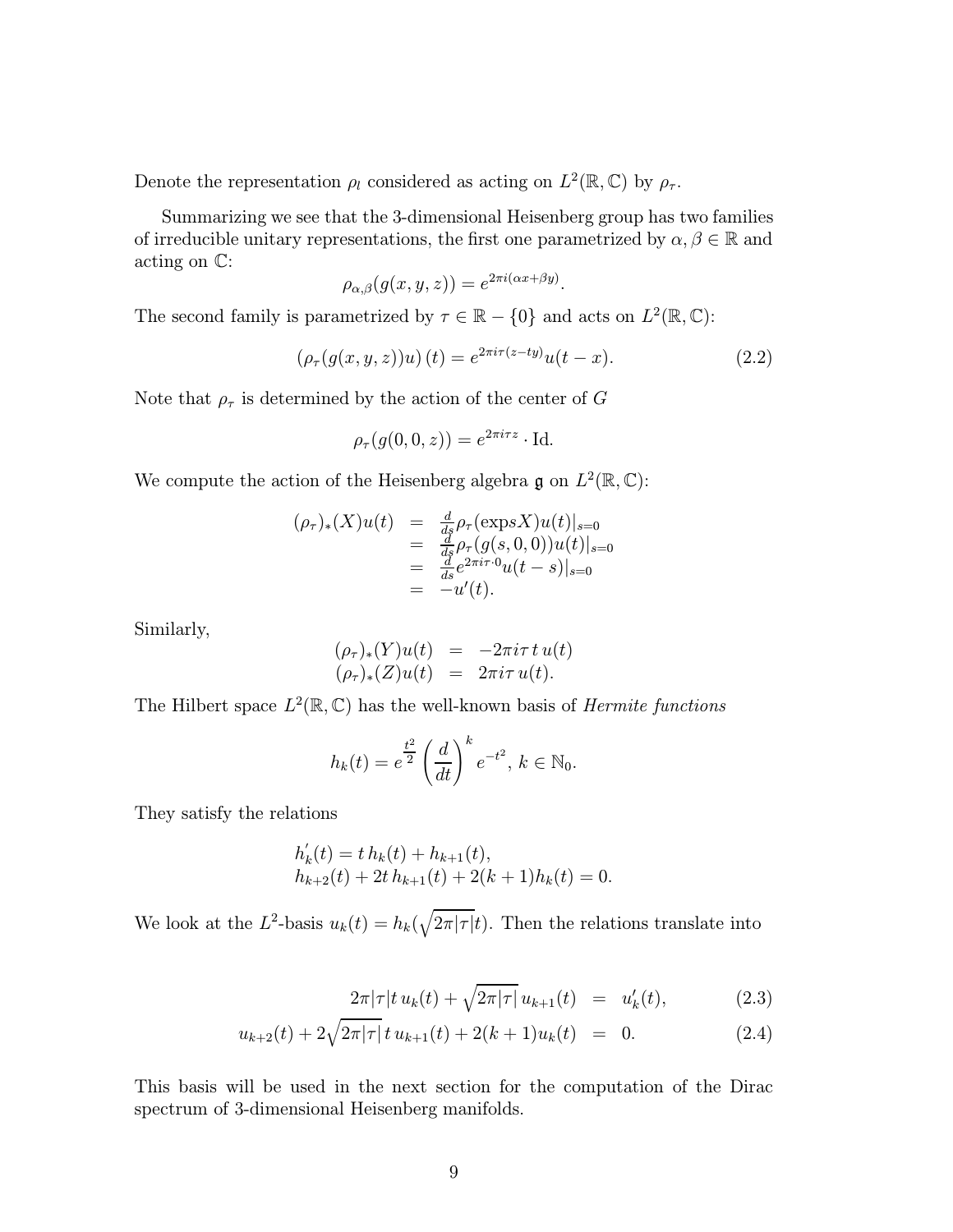Denote the representation $\rho_l$ considered as acting on $L^2(\mathbb{R}, \mathbb{C})$ by $\rho_\tau$.

Summarizing we see that the 3-dimensional Heisenberg group has two families of irreducible unitary representations, the first one parametrized by $\alpha, \beta \in \mathbb{R}$ and acting on $\mathbb{C}$:

$$\rho_{\alpha,\beta}(g(x,y,z)) = e^{2\pi i(\alpha x + \beta y)}.$$

The second family is parametrized by $\tau \in \mathbb{R} - \{0\}$ and acts on $L^2(\mathbb{R}, \mathbb{C})$:

$$\left(\rho_\tau(g(x,y,z))u\right)(t) = e^{2\pi i \tau (z - ty)} u(t - x). \tag{2.2}$$

Note that $\rho_\tau$ is determined by the action of the center of $G$

$$\rho_\tau(g(0,0,z)) = e^{2\pi i \tau z} \cdot \mathrm{Id}.$$

We compute the action of the Heisenberg algebra $\mathfrak{g}$ on $L^2(\mathbb{R}, \mathbb{C})$:

$$\begin{aligned}
(\rho_\tau)_*(X)u(t) &= \tfrac{d}{ds}\rho_\tau(\exp sX)u(t)|_{s=0} \\
&= \tfrac{d}{ds}\rho_\tau(g(s,0,0))u(t)|_{s=0} \\
&= \tfrac{d}{ds}e^{2\pi i \tau \cdot 0}u(t-s)|_{s=0} \\
&= -u'(t).
\end{aligned}$$

Similarly,

$$\begin{aligned}
(\rho_\tau)_*(Y)u(t) &= -2\pi i \tau \, t \, u(t) \\
(\rho_\tau)_*(Z)u(t) &= 2\pi i \tau \, u(t).
\end{aligned}$$

The Hilbert space $L^2(\mathbb{R}, \mathbb{C})$ has the well-known basis of *Hermite functions*

$$h_k(t) = e^{\frac{t^2}{2}} \left(\frac{d}{dt}\right)^k e^{-t^2}, \; k \in \mathbb{N}_0.$$

They satisfy the relations

$$\begin{aligned}
&h_k'(t) = t\, h_k(t) + h_{k+1}(t), \\
&h_{k+2}(t) + 2t\, h_{k+1}(t) + 2(k+1)h_k(t) = 0.
\end{aligned}$$

We look at the $L^2$-basis $u_k(t) = h_k(\sqrt{2\pi|\tau|}t)$. Then the relations translate into

$$2\pi|\tau| t\, u_k(t) + \sqrt{2\pi|\tau|}\, u_{k+1}(t) = u_k'(t), \tag{2.3}$$

$$u_{k+2}(t) + 2\sqrt{2\pi|\tau|}\, t\, u_{k+1}(t) + 2(k+1)u_k(t) = 0. \tag{2.4}$$

This basis will be used in the next section for the computation of the Dirac spectrum of 3-dimensional Heisenberg manifolds.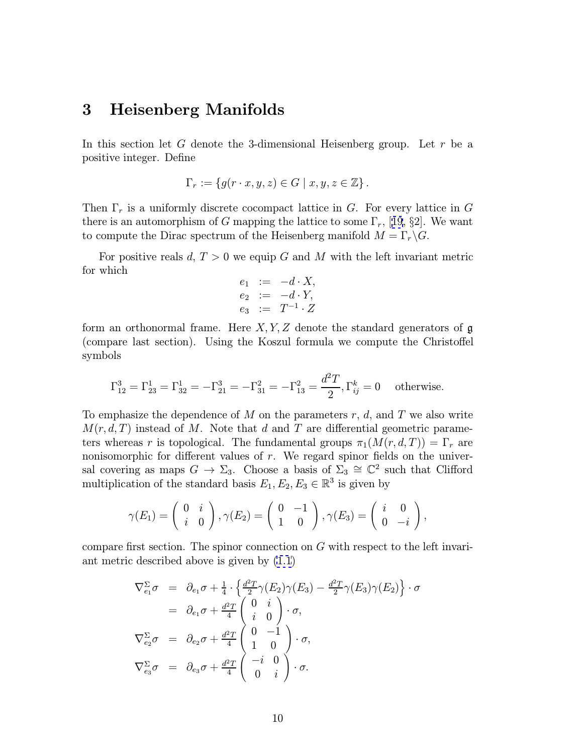# 3 Heisenberg Manifolds

In this section let $G$ denote the 3-dimensional Heisenberg group. Let $r$ be a positive integer. Define

$$\Gamma_r := \{g(r \cdot x, y, z) \in G \mid x, y, z \in \mathbb{Z}\}.$$

Then $\Gamma_r$ is a uniformly discrete cocompact lattice in $G$. For every lattice in $G$ there is an automorphism of $G$ mapping the lattice to some $\Gamma_r$, [19, §2]. We want to compute the Dirac spectrum of the Heisenberg manifold $M = \Gamma_r \backslash G$.

For positive reals $d$, $T > 0$ we equip $G$ and $M$ with the left invariant metric for which

$$\begin{aligned} e_1 &:= -d \cdot X, \\ e_2 &:= -d \cdot Y, \\ e_3 &:= T^{-1} \cdot Z \end{aligned}$$

form an orthonormal frame. Here $X, Y, Z$ denote the standard generators of $\mathfrak{g}$ (compare last section). Using the Koszul formula we compute the Christoffel symbols

$$\Gamma_{12}^3 = \Gamma_{23}^1 = \Gamma_{32}^1 = -\Gamma_{21}^3 = -\Gamma_{31}^2 = -\Gamma_{13}^2 = \frac{d^2 T}{2}, \Gamma_{ij}^k = 0 \quad \text{otherwise.}$$

To emphasize the dependence of $M$ on the parameters $r$, $d$, and $T$ we also write $M(r, d, T)$ instead of $M$. Note that $d$ and $T$ are differential geometric parameters whereas $r$ is topological. The fundamental groups $\pi_1(M(r, d, T)) = \Gamma_r$ are nonisomorphic for different values of $r$. We regard spinor fields on the universal covering as maps $G \to \Sigma_3$. Choose a basis of $\Sigma_3 \cong \mathbb{C}^2$ such that Clifford multiplication of the standard basis $E_1, E_2, E_3 \in \mathbb{R}^3$ is given by

$$\gamma(E_1) = \begin{pmatrix} 0 & i \\ i & 0 \end{pmatrix}, \gamma(E_2) = \begin{pmatrix} 0 & -1 \\ 1 & 0 \end{pmatrix}, \gamma(E_3) = \begin{pmatrix} i & 0 \\ 0 & -i \end{pmatrix},$$

compare first section. The spinor connection on $G$ with respect to the left invariant metric described above is given by (1.1)

$$\begin{aligned} \nabla^{\Sigma}_{e_1} \sigma &= \partial_{e_1} \sigma + \tfrac{1}{4} \cdot \left\{ \tfrac{d^2 T}{2} \gamma(E_2)\gamma(E_3) - \tfrac{d^2 T}{2} \gamma(E_3)\gamma(E_2) \right\} \cdot \sigma \\ &= \partial_{e_1} \sigma + \tfrac{d^2 T}{4} \begin{pmatrix} 0 & i \\ i & 0 \end{pmatrix} \cdot \sigma, \\ \nabla^{\Sigma}_{e_2} \sigma &= \partial_{e_2} \sigma + \tfrac{d^2 T}{4} \begin{pmatrix} 0 & -1 \\ 1 & 0 \end{pmatrix} \cdot \sigma, \\ \nabla^{\Sigma}_{e_3} \sigma &= \partial_{e_3} \sigma + \tfrac{d^2 T}{4} \begin{pmatrix} -i & 0 \\ 0 & i \end{pmatrix} \cdot \sigma. \end{aligned}$$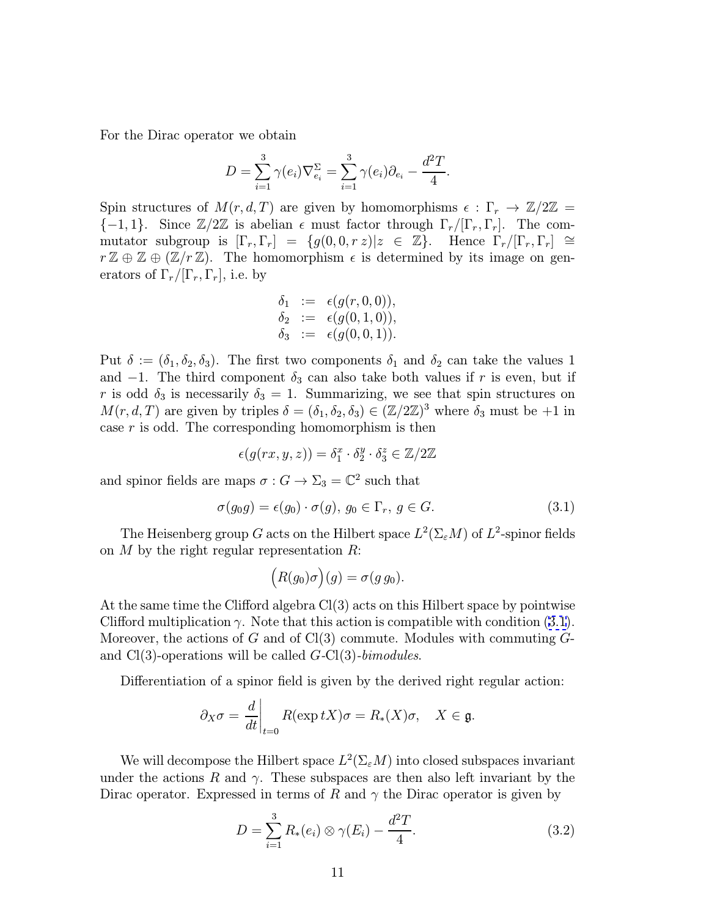For the Dirac operator we obtain

$$D = \sum_{i=1}^{3} \gamma(e_i) \nabla^{\Sigma}_{e_i} = \sum_{i=1}^{3} \gamma(e_i) \partial_{e_i} - \frac{d^2 T}{4}.$$

Spin structures of $M(r,d,T)$ are given by homomorphisms $\epsilon : \Gamma_r \to \mathbb{Z}/2\mathbb{Z} = \{-1, 1\}$. Since $\mathbb{Z}/2\mathbb{Z}$ is abelian $\epsilon$ must factor through $\Gamma_r/[\Gamma_r, \Gamma_r]$. The commutator subgroup is $[\Gamma_r, \Gamma_r] = \{g(0,0,r\,z) | z \in \mathbb{Z}\}$. Hence $\Gamma_r/[\Gamma_r, \Gamma_r] \cong r\,\mathbb{Z} \oplus \mathbb{Z} \oplus (\mathbb{Z}/r\,\mathbb{Z})$. The homomorphism $\epsilon$ is determined by its image on generators of $\Gamma_r/[\Gamma_r, \Gamma_r]$, i.e. by

$$\begin{aligned}
\delta_1 &:= \epsilon(g(r,0,0)),\\
\delta_2 &:= \epsilon(g(0,1,0)),\\
\delta_3 &:= \epsilon(g(0,0,1)).
\end{aligned}$$

Put $\delta := (\delta_1, \delta_2, \delta_3)$. The first two components $\delta_1$ and $\delta_2$ can take the values 1 and $-1$. The third component $\delta_3$ can also take both values if $r$ is even, but if $r$ is odd $\delta_3$ is necessarily $\delta_3 = 1$. Summarizing, we see that spin structures on $M(r,d,T)$ are given by triples $\delta = (\delta_1, \delta_2, \delta_3) \in (\mathbb{Z}/2\mathbb{Z})^3$ where $\delta_3$ must be $+1$ in case $r$ is odd. The corresponding homomorphism is then

$$\epsilon(g(rx, y, z)) = \delta_1^x \cdot \delta_2^y \cdot \delta_3^z \in \mathbb{Z}/2\mathbb{Z}$$

and spinor fields are maps $\sigma : G \to \Sigma_3 = \mathbb{C}^2$ such that

$$\sigma(g_0 g) = \epsilon(g_0) \cdot \sigma(g),\; g_0 \in \Gamma_r,\; g \in G. \tag{3.1}$$

The Heisenberg group $G$ acts on the Hilbert space $L^2(\Sigma_\varepsilon M)$ of $L^2$-spinor fields on $M$ by the right regular representation $R$:

$$\Big(R(g_0)\sigma\Big)(g) = \sigma(g\,g_0).$$

At the same time the Clifford algebra $\mathrm{Cl}(3)$ acts on this Hilbert space by pointwise Clifford multiplication $\gamma$. Note that this action is compatible with condition (3.1). Moreover, the actions of $G$ and of $\mathrm{Cl}(3)$ commute. Modules with commuting $G$- and $\mathrm{Cl}(3)$-operations will be called $G$-$\mathrm{Cl}(3)$-*bimodules*.

Differentiation of a spinor field is given by the derived right regular action:

$$\partial_X \sigma = \frac{d}{dt}\bigg|_{t=0} R(\exp tX)\sigma = R_*(X)\sigma, \quad X \in \mathfrak{g}.$$

We will decompose the Hilbert space $L^2(\Sigma_\varepsilon M)$ into closed subspaces invariant under the actions $R$ and $\gamma$. These subspaces are then also left invariant by the Dirac operator. Expressed in terms of $R$ and $\gamma$ the Dirac operator is given by

$$D = \sum_{i=1}^{3} R_*(e_i) \otimes \gamma(E_i) - \frac{d^2 T}{4}. \tag{3.2}$$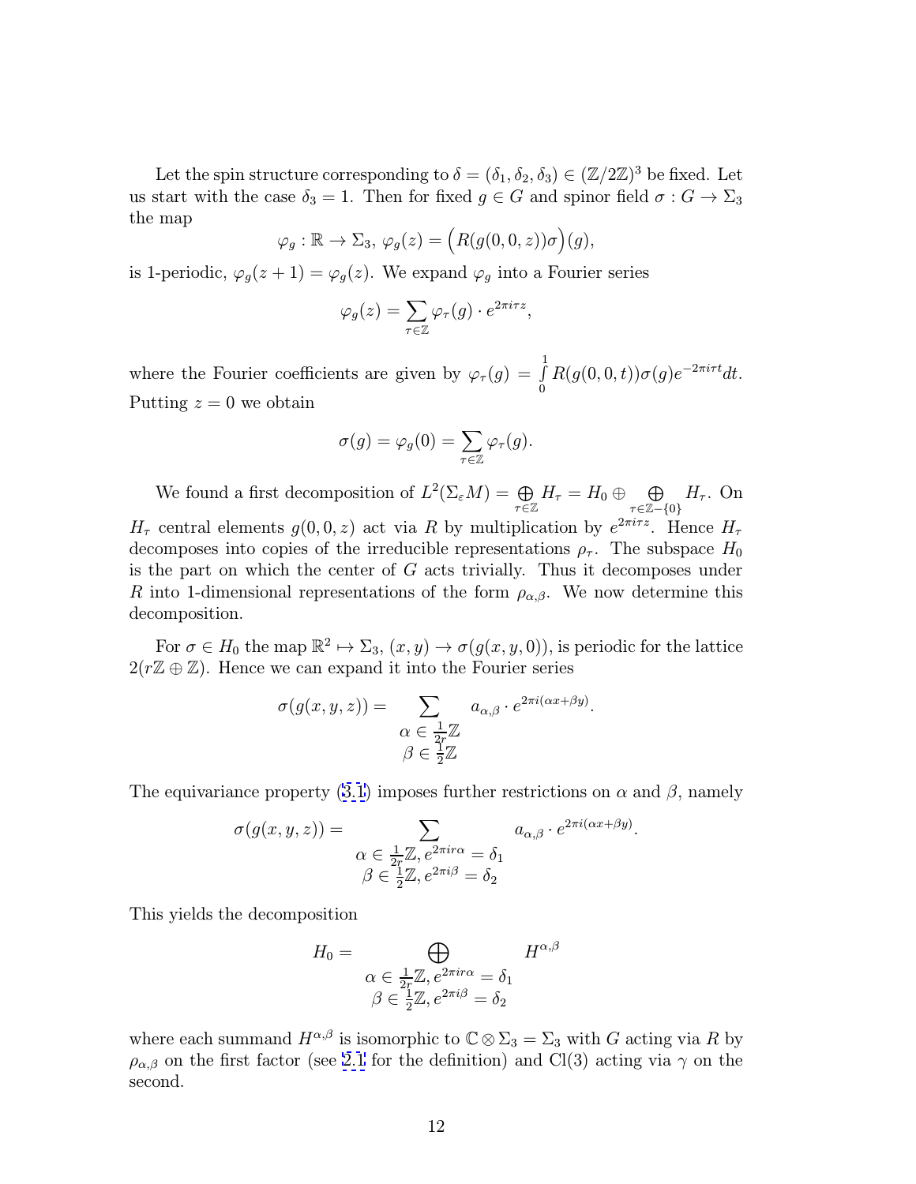Let the spin structure corresponding to $\delta = (\delta_1, \delta_2, \delta_3) \in (\mathbb{Z}/2\mathbb{Z})^3$ be fixed. Let us start with the case $\delta_3 = 1$. Then for fixed $g \in G$ and spinor field $\sigma : G \to \Sigma_3$ the map

$$\varphi_g : \mathbb{R} \to \Sigma_3,\ \varphi_g(z) = \Big(R(g(0,0,z))\sigma\Big)(g),$$

is 1-periodic, $\varphi_g(z+1) = \varphi_g(z)$. We expand $\varphi_g$ into a Fourier series

$$\varphi_g(z) = \sum_{\tau \in \mathbb{Z}} \varphi_\tau(g) \cdot e^{2\pi i \tau z},$$

where the Fourier coefficients are given by $\varphi_\tau(g) = \int_0^1 R(g(0,0,t))\sigma(g) e^{-2\pi i \tau t} dt$. Putting $z = 0$ we obtain

$$\sigma(g) = \varphi_g(0) = \sum_{\tau \in \mathbb{Z}} \varphi_\tau(g).$$

We found a first decomposition of $L^2(\Sigma_\varepsilon M) = \bigoplus_{\tau \in \mathbb{Z}} H_\tau = H_0 \oplus \bigoplus_{\tau \in \mathbb{Z} - \{0\}} H_\tau$. On $H_\tau$ central elements $g(0,0,z)$ act via $R$ by multiplication by $e^{2\pi i \tau z}$. Hence $H_\tau$ decomposes into copies of the irreducible representations $\rho_\tau$. The subspace $H_0$ is the part on which the center of $G$ acts trivially. Thus it decomposes under $R$ into 1-dimensional representations of the form $\rho_{\alpha,\beta}$. We now determine this decomposition.

For $\sigma \in H_0$ the map $\mathbb{R}^2 \mapsto \Sigma_3$, $(x,y) \to \sigma(g(x,y,0))$, is periodic for the lattice $2(r\mathbb{Z} \oplus \mathbb{Z})$. Hence we can expand it into the Fourier series

$$\sigma(g(x,y,z)) = \sum_{\substack{\alpha \in \frac{1}{2r}\mathbb{Z} \\ \beta \in \frac{1}{2}\mathbb{Z}}} a_{\alpha,\beta} \cdot e^{2\pi i(\alpha x + \beta y)}.$$

The equivariance property (3.1) imposes further restrictions on $\alpha$ and $\beta$, namely

$$\sigma(g(x,y,z)) = \sum_{\substack{\alpha \in \frac{1}{2r}\mathbb{Z},\, e^{2\pi i r\alpha} = \delta_1 \\ \beta \in \frac{1}{2}\mathbb{Z},\, e^{2\pi i \beta} = \delta_2}} a_{\alpha,\beta} \cdot e^{2\pi i(\alpha x + \beta y)}.$$

This yields the decomposition

$$H_0 = \bigoplus_{\substack{\alpha \in \frac{1}{2r}\mathbb{Z},\, e^{2\pi i r\alpha} = \delta_1 \\ \beta \in \frac{1}{2}\mathbb{Z},\, e^{2\pi i \beta} = \delta_2}} H^{\alpha,\beta}$$

where each summand $H^{\alpha,\beta}$ is isomorphic to $\mathbb{C} \otimes \Sigma_3 = \Sigma_3$ with $G$ acting via $R$ by $\rho_{\alpha,\beta}$ on the first factor (see 2.1 for the definition) and $\mathrm{Cl}(3)$ acting via $\gamma$ on the second.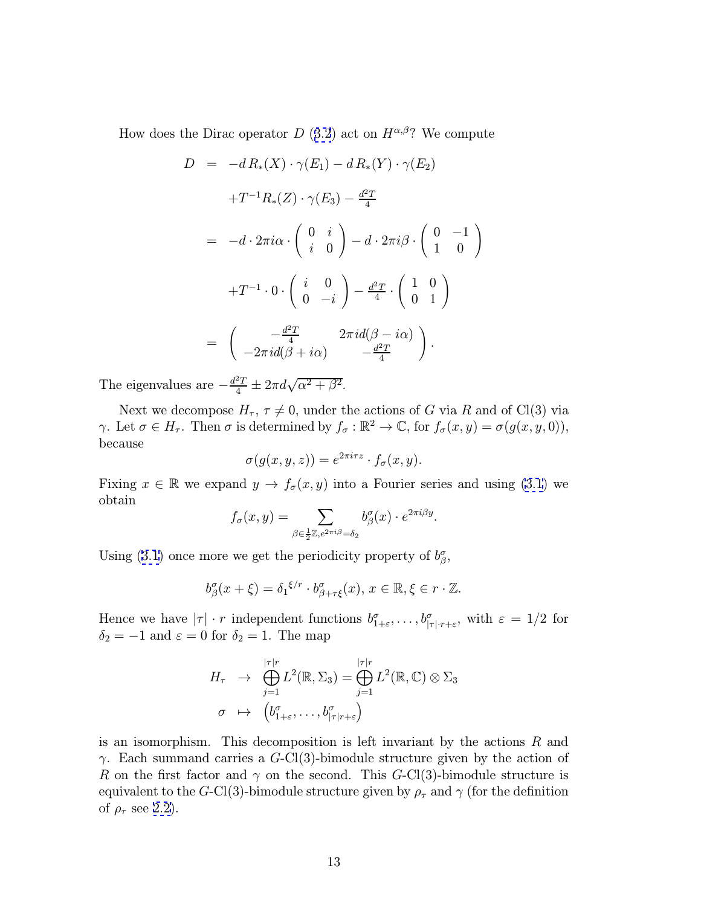How does the Dirac operator $D$ (3.2) act on $H^{\alpha,\beta}$? We compute

$$
\begin{aligned}
D &= -d\,R_*(X)\cdot\gamma(E_1) - d\,R_*(Y)\cdot\gamma(E_2) \\
&\quad + T^{-1}R_*(Z)\cdot\gamma(E_3) - \tfrac{d^2T}{4} \\
&= -d\cdot 2\pi i\alpha\cdot\begin{pmatrix} 0 & i \\ i & 0 \end{pmatrix} - d\cdot 2\pi i\beta\cdot\begin{pmatrix} 0 & -1 \\ 1 & 0 \end{pmatrix} \\
&\quad + T^{-1}\cdot 0\cdot\begin{pmatrix} i & 0 \\ 0 & -i \end{pmatrix} - \tfrac{d^2T}{4}\cdot\begin{pmatrix} 1 & 0 \\ 0 & 1 \end{pmatrix} \\
&= \begin{pmatrix} -\frac{d^2T}{4} & 2\pi i d(\beta - i\alpha) \\ -2\pi i d(\beta + i\alpha) & -\frac{d^2T}{4} \end{pmatrix}.
\end{aligned}
$$

The eigenvalues are $-\frac{d^2T}{4} \pm 2\pi d\sqrt{\alpha^2+\beta^2}$.

Next we decompose $H_\tau$, $\tau \neq 0$, under the actions of $G$ via $R$ and of $\mathrm{Cl}(3)$ via $\gamma$. Let $\sigma \in H_\tau$. Then $\sigma$ is determined by $f_\sigma : \mathbb{R}^2 \to \mathbb{C}$, for $f_\sigma(x,y) = \sigma(g(x,y,0))$, because

$$
\sigma(g(x,y,z)) = e^{2\pi i\tau z}\cdot f_\sigma(x,y).
$$

Fixing $x \in \mathbb{R}$ we expand $y \to f_\sigma(x,y)$ into a Fourier series and using (3.1) we obtain

$$
f_\sigma(x,y) = \sum_{\beta\in\frac{1}{2}\mathbb{Z},\, e^{2\pi i\beta}=\delta_2} b^\sigma_\beta(x)\cdot e^{2\pi i\beta y}.
$$

Using (3.1) once more we get the periodicity property of $b^\sigma_\beta$,

$$
b^\sigma_\beta(x+\xi) = {\delta_1}^{\xi/r}\cdot b^\sigma_{\beta+\tau\xi}(x),\; x\in\mathbb{R}, \xi \in r\cdot\mathbb{Z}.
$$

Hence we have $|\tau|\cdot r$ independent functions $b^\sigma_{1+\varepsilon},\ldots,b^\sigma_{|\tau|\cdot r+\varepsilon}$, with $\varepsilon = 1/2$ for $\delta_2 = -1$ and $\varepsilon = 0$ for $\delta_2 = 1$. The map

$$
\begin{aligned}
H_\tau &\to \bigoplus_{j=1}^{|\tau|r} L^2(\mathbb{R},\Sigma_3) = \bigoplus_{j=1}^{|\tau|r} L^2(\mathbb{R},\mathbb{C})\otimes\Sigma_3 \\
\sigma &\mapsto \left(b^\sigma_{1+\varepsilon},\ldots,b^\sigma_{|\tau|r+\varepsilon}\right)
\end{aligned}
$$

is an isomorphism. This decomposition is left invariant by the actions $R$ and $\gamma$. Each summand carries a $G$-$\mathrm{Cl}(3)$-bimodule structure given by the action of $R$ on the first factor and $\gamma$ on the second. This $G$-$\mathrm{Cl}(3)$-bimodule structure is equivalent to the $G$-$\mathrm{Cl}(3)$-bimodule structure given by $\rho_\tau$ and $\gamma$ (for the definition of $\rho_\tau$ see 2.2).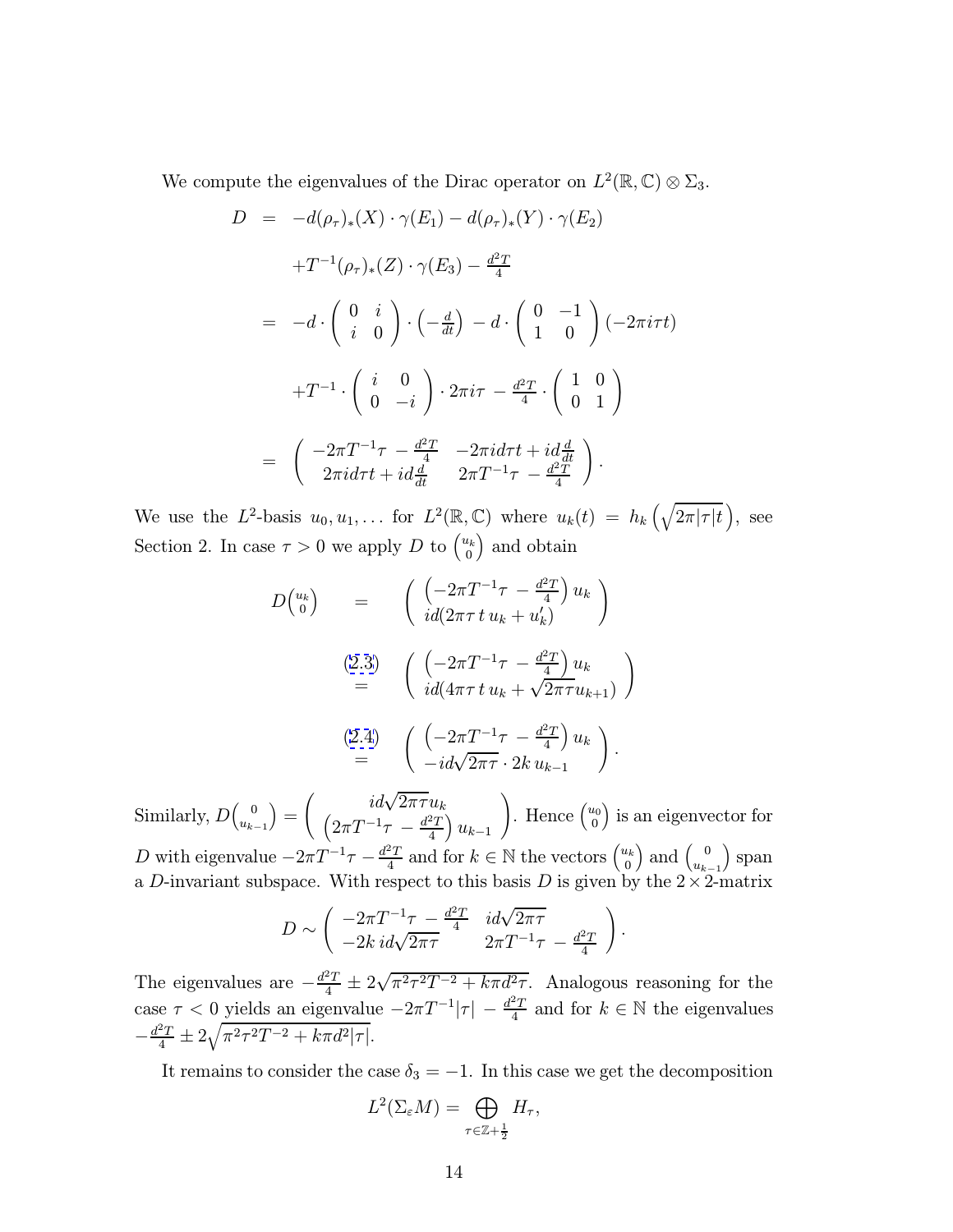We compute the eigenvalues of the Dirac operator on $L^2(\mathbb{R},\mathbb{C})\otimes\Sigma_3$.

$$
\begin{aligned}
D &= -d(\rho_\tau)_*(X)\cdot\gamma(E_1) - d(\rho_\tau)_*(Y)\cdot\gamma(E_2)\\
&\quad + T^{-1}(\rho_\tau)_*(Z)\cdot\gamma(E_3) - \tfrac{d^2T}{4}\\
&= -d\cdot\begin{pmatrix} 0 & i\\ i & 0\end{pmatrix}\cdot\left(-\tfrac{d}{dt}\right) - d\cdot\begin{pmatrix} 0 & -1\\ 1 & 0\end{pmatrix}(-2\pi i\tau t)\\
&\quad + T^{-1}\cdot\begin{pmatrix} i & 0\\ 0 & -i\end{pmatrix}\cdot 2\pi i\tau - \tfrac{d^2T}{4}\cdot\begin{pmatrix} 1 & 0\\ 0 & 1\end{pmatrix}\\
&= \begin{pmatrix} -2\pi T^{-1}\tau - \frac{d^2T}{4} & -2\pi i d\tau t + id\frac{d}{dt}\\ 2\pi i d\tau t + id\frac{d}{dt} & 2\pi T^{-1}\tau - \frac{d^2T}{4}\end{pmatrix}.
\end{aligned}
$$

We use the $L^2$-basis $u_0, u_1, \ldots$ for $L^2(\mathbb{R},\mathbb{C})$ where $u_k(t) = h_k\left(\sqrt{2\pi|\tau|}t\right)$, see Section 2. In case $\tau>0$ we apply $D$ to $\binom{u_k}{0}$ and obtain

$$
\begin{aligned}
D\binom{u_k}{0} &= \begin{pmatrix}\left(-2\pi T^{-1}\tau - \frac{d^2T}{4}\right)u_k\\ id(2\pi\tau\, t\, u_k + u_k')\end{pmatrix}\\
&\overset{(2.3)}{=} \begin{pmatrix}\left(-2\pi T^{-1}\tau - \frac{d^2T}{4}\right)u_k\\ id(4\pi\tau\, t\, u_k + \sqrt{2\pi\tau}u_{k+1})\end{pmatrix}\\
&\overset{(2.4)}{=} \begin{pmatrix}\left(-2\pi T^{-1}\tau - \frac{d^2T}{4}\right)u_k\\ -id\sqrt{2\pi\tau}\cdot 2k\, u_{k-1}\end{pmatrix}.
\end{aligned}
$$

Similarly, $D\binom{0}{u_{k-1}} = \begin{pmatrix} id\sqrt{2\pi\tau}u_k\\ \left(2\pi T^{-1}\tau - \frac{d^2T}{4}\right)u_{k-1}\end{pmatrix}$. Hence $\binom{u_0}{0}$ is an eigenvector for $D$ with eigenvalue $-2\pi T^{-1}\tau - \frac{d^2T}{4}$ and for $k\in\mathbb{N}$ the vectors $\binom{u_k}{0}$ and $\binom{0}{u_{k-1}}$ span a $D$-invariant subspace. With respect to this basis $D$ is given by the $2\times 2$-matrix

$$
D \sim \begin{pmatrix} -2\pi T^{-1}\tau - \frac{d^2T}{4} & id\sqrt{2\pi\tau}\\ -2k\, id\sqrt{2\pi\tau} & 2\pi T^{-1}\tau - \frac{d^2T}{4}\end{pmatrix}.
$$

The eigenvalues are $-\frac{d^2T}{4}\pm 2\sqrt{\pi^2\tau^2T^{-2} + k\pi d^2\tau}$. Analogous reasoning for the case $\tau<0$ yields an eigenvalue $-2\pi T^{-1}|\tau| - \frac{d^2T}{4}$ and for $k\in\mathbb{N}$ the eigenvalues $-\frac{d^2T}{4}\pm 2\sqrt{\pi^2\tau^2T^{-2} + k\pi d^2|\tau|}$.

It remains to consider the case $\delta_3 = -1$. In this case we get the decomposition

$$
L^2(\Sigma_\varepsilon M) = \bigoplus_{\tau\in\mathbb{Z}+\frac{1}{2}} H_\tau,
$$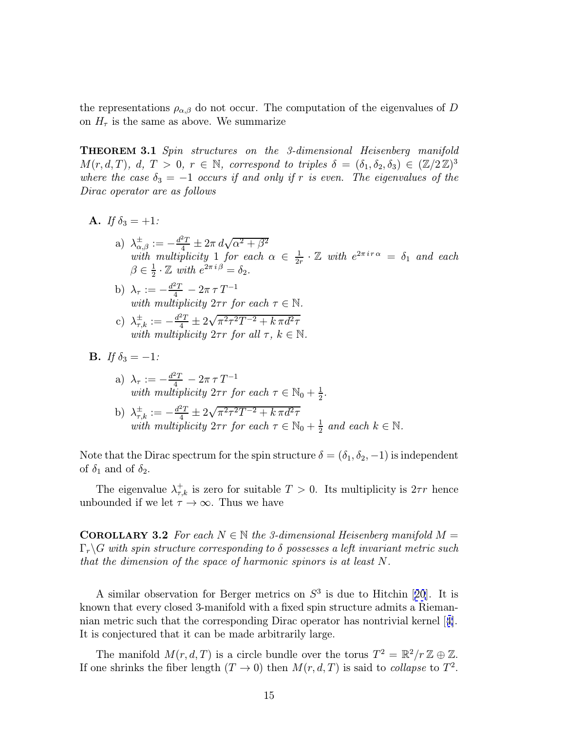the representations $\rho_{\alpha,\beta}$ do not occur. The computation of the eigenvalues of $D$ on $H_\tau$ is the same as above. We summarize

**Theorem 3.1** *Spin structures on the 3-dimensional Heisenberg manifold $M(r,d,T)$, $d$, $T > 0$, $r \in \mathbb{N}$, correspond to triples $\delta = (\delta_1, \delta_2, \delta_3) \in (\mathbb{Z}/2\mathbb{Z})^3$ where the case $\delta_3 = -1$ occurs if and only if $r$ is even. The eigenvalues of the Dirac operator are as follows*

**A.** *If $\delta_3 = +1$:*

a) $\lambda^{\pm}_{\alpha,\beta} := -\frac{d^2 T}{4} \pm 2\pi\, d\sqrt{\alpha^2 + \beta^2}$
*with multiplicity 1 for each $\alpha \in \frac{1}{2r} \cdot \mathbb{Z}$ with $e^{2\pi i r \alpha} = \delta_1$ and each $\beta \in \frac{1}{2} \cdot \mathbb{Z}$ with $e^{2\pi i \beta} = \delta_2$.*

b) $\lambda_\tau := -\frac{d^2 T}{4} - 2\pi\, \tau\, T^{-1}$
*with multiplicity $2\tau r$ for each $\tau \in \mathbb{N}$.*

c) $\lambda^{\pm}_{\tau,k} := -\frac{d^2 T}{4} \pm 2\sqrt{\pi^2 \tau^2 T^{-2} + k\, \pi d^2 \tau}$
*with multiplicity $2\tau r$ for all $\tau$, $k \in \mathbb{N}$.*

**B.** *If $\delta_3 = -1$:*

a) $\lambda_\tau := -\frac{d^2 T}{4} - 2\pi\, \tau\, T^{-1}$
*with multiplicity $2\tau r$ for each $\tau \in \mathbb{N}_0 + \frac{1}{2}$.*

b) $\lambda^{\pm}_{\tau,k} := -\frac{d^2 T}{4} \pm 2\sqrt{\pi^2 \tau^2 T^{-2} + k\, \pi d^2 \tau}$
*with multiplicity $2\tau r$ for each $\tau \in \mathbb{N}_0 + \frac{1}{2}$ and each $k \in \mathbb{N}$.*

Note that the Dirac spectrum for the spin structure $\delta = (\delta_1, \delta_2, -1)$ is independent of $\delta_1$ and of $\delta_2$.

The eigenvalue $\lambda^{+}_{\tau,k}$ is zero for suitable $T > 0$. Its multiplicity is $2\tau r$ hence unbounded if we let $\tau \to \infty$. Thus we have

**Corollary 3.2** *For each $N \in \mathbb{N}$ the 3-dimensional Heisenberg manifold $M = \Gamma_r \backslash G$ with spin structure corresponding to $\delta$ possesses a left invariant metric such that the dimension of the space of harmonic spinors is at least $N$.*

A similar observation for Berger metrics on $S^3$ is due to Hitchin [20]. It is known that every closed 3-manifold with a fixed spin structure admits a Riemannian metric such that the corresponding Dirac operator has nontrivial kernel [4]. It is conjectured that it can be made arbitrarily large.

The manifold $M(r,d,T)$ is a circle bundle over the torus $T^2 = \mathbb{R}^2 / r\,\mathbb{Z} \oplus \mathbb{Z}$. If one shrinks the fiber length ($T \to 0$) then $M(r,d,T)$ is said to *collapse* to $T^2$.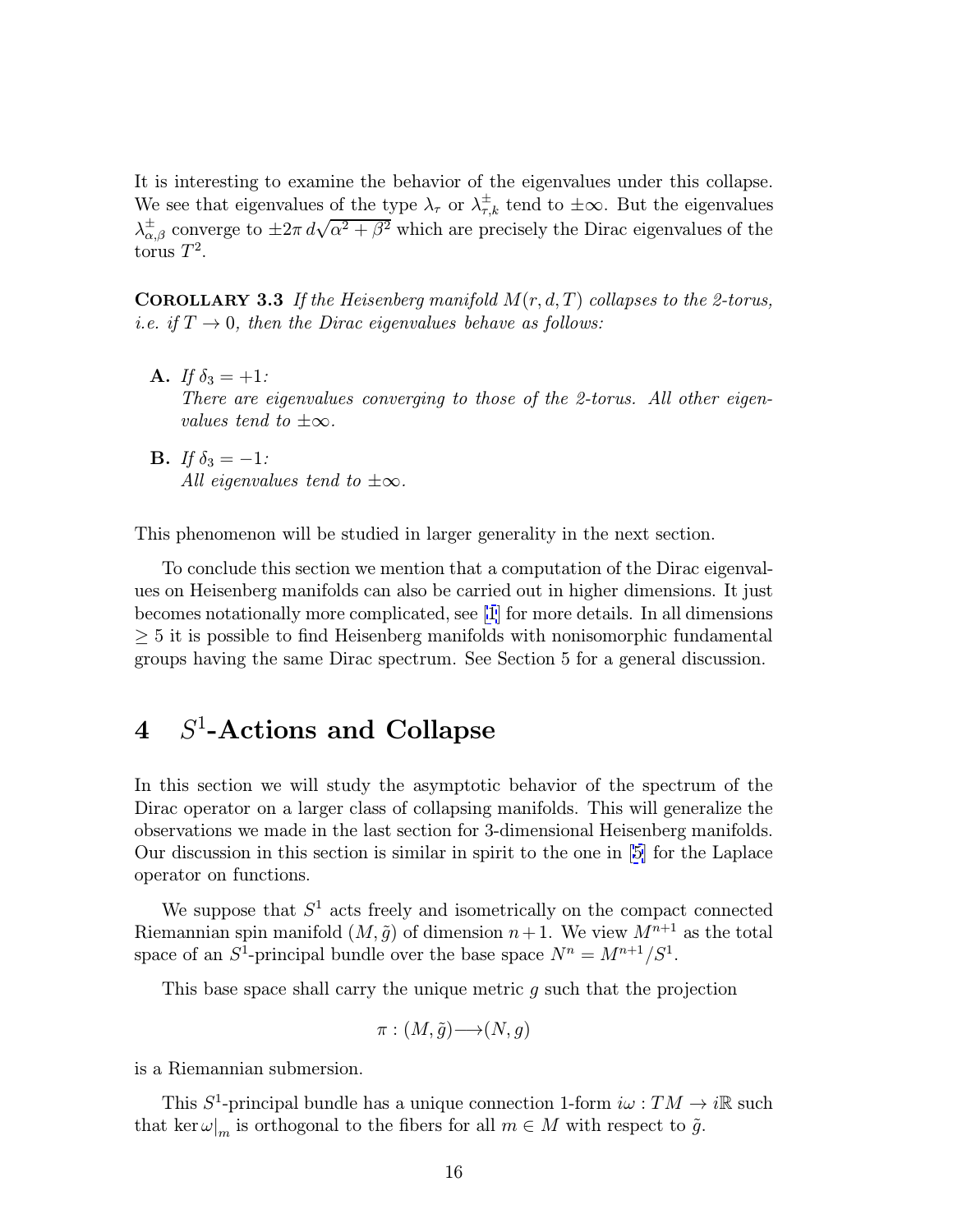It is interesting to examine the behavior of the eigenvalues under this collapse. We see that eigenvalues of the type $\lambda_\tau$ or $\lambda^{\pm}_{\tau,k}$ tend to $\pm\infty$. But the eigenvalues $\lambda^{\pm}_{\alpha,\beta}$ converge to $\pm 2\pi\, d\sqrt{\alpha^2+\beta^2}$ which are precisely the Dirac eigenvalues of the torus $T^2$.

**Corollary 3.3** *If the Heisenberg manifold $M(r, d, T)$ collapses to the 2-torus, i.e. if $T \to 0$, then the Dirac eigenvalues behave as follows:*

- **A.** *If $\delta_3 = +1$:*
  *There are eigenvalues converging to those of the 2-torus. All other eigenvalues tend to $\pm\infty$.*
- **B.** *If $\delta_3 = -1$:*
  *All eigenvalues tend to $\pm\infty$.*

This phenomenon will be studied in larger generality in the next section.

To conclude this section we mention that a computation of the Dirac eigenvalues on Heisenberg manifolds can also be carried out in higher dimensions. It just becomes notationally more complicated, see [1] for more details. In all dimensions $\geq 5$ it is possible to find Heisenberg manifolds with nonisomorphic fundamental groups having the same Dirac spectrum. See Section 5 for a general discussion.

# 4 $S^1$-Actions and Collapse

In this section we will study the asymptotic behavior of the spectrum of the Dirac operator on a larger class of collapsing manifolds. This will generalize the observations we made in the last section for 3-dimensional Heisenberg manifolds. Our discussion in this section is similar in spirit to the one in [5] for the Laplace operator on functions.

We suppose that $S^1$ acts freely and isometrically on the compact connected Riemannian spin manifold $(M, \tilde{g})$ of dimension $n+1$. We view $M^{n+1}$ as the total space of an $S^1$-principal bundle over the base space $N^n = M^{n+1}/S^1$.

This base space shall carry the unique metric $g$ such that the projection

$$\pi : (M, \tilde{g}) \longrightarrow (N, g)$$

is a Riemannian submersion.

This $S^1$-principal bundle has a unique connection 1-form $i\omega : TM \to i\mathbb{R}$ such that $\ker \omega|_m$ is orthogonal to the fibers for all $m \in M$ with respect to $\tilde{g}$.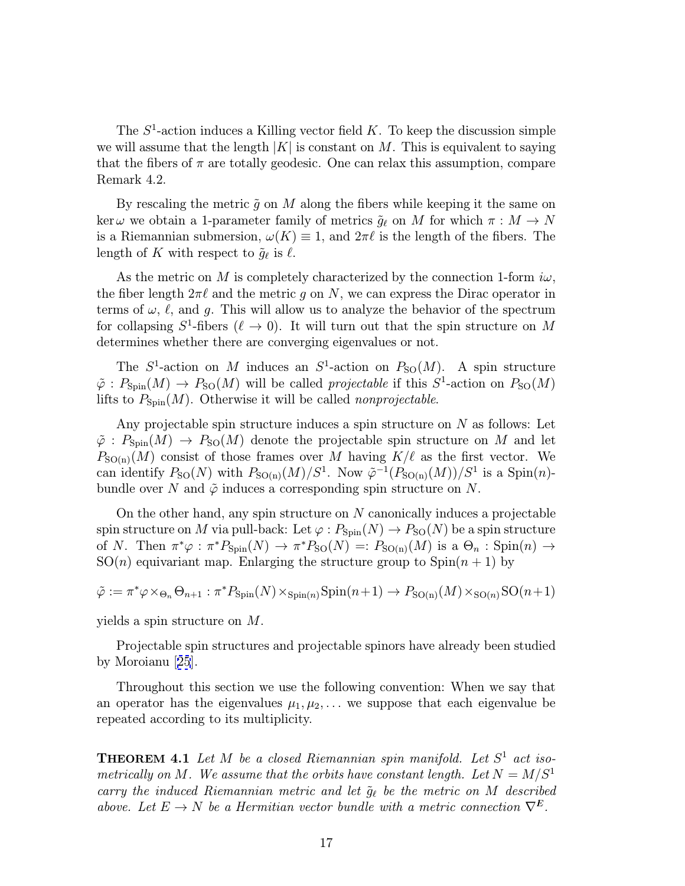The $S^1$-action induces a Killing vector field $K$. To keep the discussion simple we will assume that the length $|K|$ is constant on $M$. This is equivalent to saying that the fibers of $\pi$ are totally geodesic. One can relax this assumption, compare Remark 4.2.

By rescaling the metric $\tilde{g}$ on $M$ along the fibers while keeping it the same on $\ker \omega$ we obtain a 1-parameter family of metrics $\tilde{g}_\ell$ on $M$ for which $\pi : M \to N$ is a Riemannian submersion, $\omega(K) \equiv 1$, and $2\pi\ell$ is the length of the fibers. The length of $K$ with respect to $\tilde{g}_\ell$ is $\ell$.

As the metric on $M$ is completely characterized by the connection 1-form $i\omega$, the fiber length $2\pi\ell$ and the metric $g$ on $N$, we can express the Dirac operator in terms of $\omega$, $\ell$, and $g$. This will allow us to analyze the behavior of the spectrum for collapsing $S^1$-fibers ($\ell \to 0$). It will turn out that the spin structure on $M$ determines whether there are converging eigenvalues or not.

The $S^1$-action on $M$ induces an $S^1$-action on $P_{\mathrm{SO}}(M)$. A spin structure $\tilde{\varphi} : P_{\mathrm{Spin}}(M) \to P_{\mathrm{SO}}(M)$ will be called *projectable* if this $S^1$-action on $P_{\mathrm{SO}}(M)$ lifts to $P_{\mathrm{Spin}}(M)$. Otherwise it will be called *nonprojectable*.

Any projectable spin structure induces a spin structure on $N$ as follows: Let $\tilde{\varphi} : P_{\mathrm{Spin}}(M) \to P_{\mathrm{SO}}(M)$ denote the projectable spin structure on $M$ and let $P_{\mathrm{SO(n)}}(M)$ consist of those frames over $M$ having $K/\ell$ as the first vector. We can identify $P_{\mathrm{SO}}(N)$ with $P_{\mathrm{SO(n)}}(M)/S^1$. Now $\tilde{\varphi}^{-1}(P_{\mathrm{SO(n)}}(M))/S^1$ is a $\mathrm{Spin}(n)$-bundle over $N$ and $\tilde{\varphi}$ induces a corresponding spin structure on $N$.

On the other hand, any spin structure on $N$ canonically induces a projectable spin structure on $M$ via pull-back: Let $\varphi : P_{\mathrm{Spin}}(N) \to P_{\mathrm{SO}}(N)$ be a spin structure of $N$. Then $\pi^*\varphi : \pi^* P_{\mathrm{Spin}}(N) \to \pi^* P_{\mathrm{SO}}(N) =: P_{\mathrm{SO(n)}}(M)$ is a $\Theta_n : \mathrm{Spin}(n) \to \mathrm{SO}(n)$ equivariant map. Enlarging the structure group to $\mathrm{Spin}(n+1)$ by

$$\tilde{\varphi} := \pi^*\varphi \times_{\Theta_n} \Theta_{n+1} : \pi^* P_{\mathrm{Spin}}(N) \times_{\mathrm{Spin}(n)} \mathrm{Spin}(n+1) \to P_{\mathrm{SO(n)}}(M) \times_{\mathrm{SO}(n)} \mathrm{SO}(n+1)$$

yields a spin structure on $M$.

Projectable spin structures and projectable spinors have already been studied by Moroianu [25].

Throughout this section we use the following convention: When we say that an operator has the eigenvalues $\mu_1, \mu_2, \ldots$ we suppose that each eigenvalue be repeated according to its multiplicity.

**Theorem 4.1** *Let $M$ be a closed Riemannian spin manifold. Let $S^1$ act isometrically on $M$. We assume that the orbits have constant length. Let $N = M/S^1$ carry the induced Riemannian metric and let $\tilde{g}_\ell$ be the metric on $M$ described above. Let $E \to N$ be a Hermitian vector bundle with a metric connection $\nabla^E$.*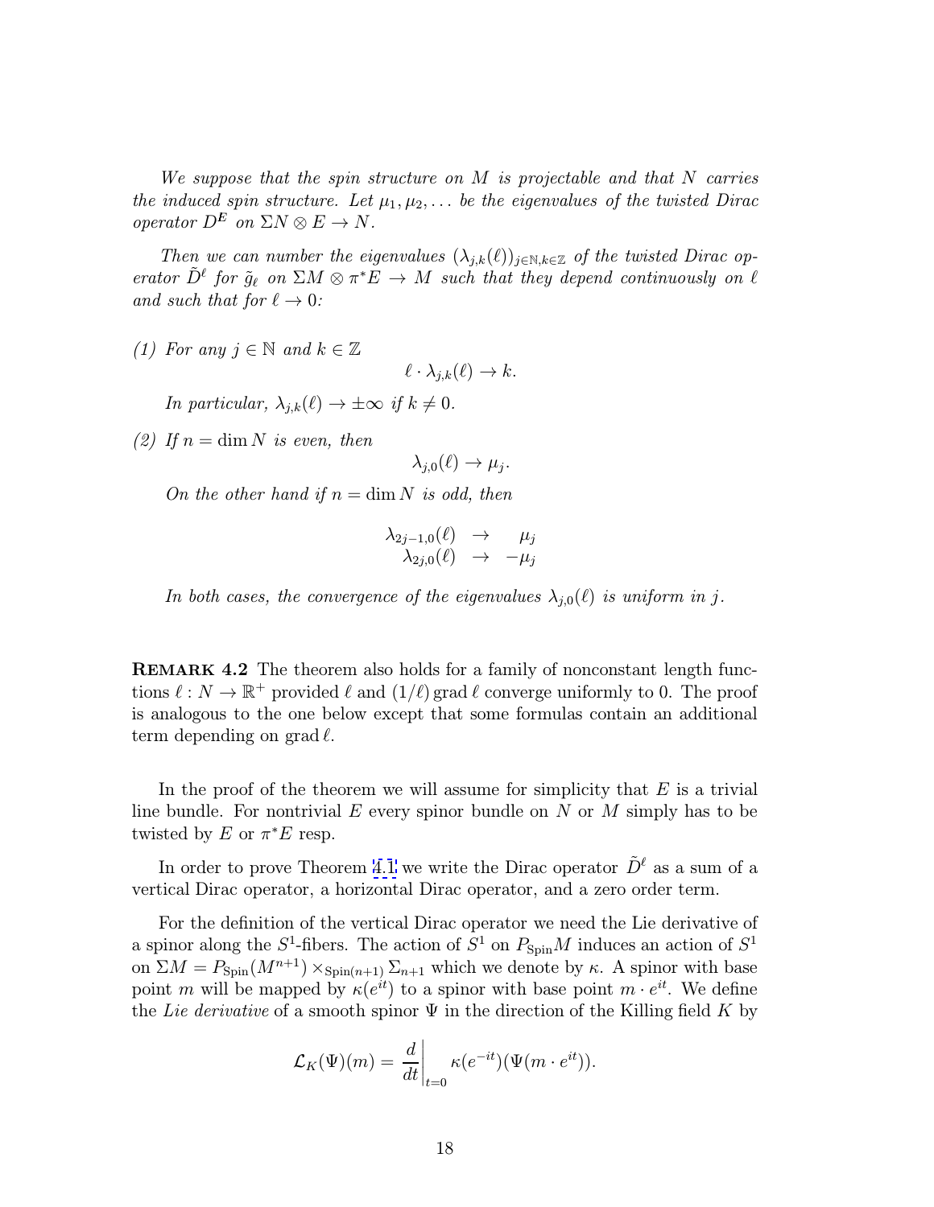*We suppose that the spin structure on $M$ is projectable and that $N$ carries the induced spin structure. Let $\mu_1, \mu_2, \dots$ be the eigenvalues of the twisted Dirac operator $D^E$ on $\Sigma N \otimes E \to N$.*

*Then we can number the eigenvalues $(\lambda_{j,k}(\ell))_{j\in\mathbb{N},k\in\mathbb{Z}}$ of the twisted Dirac operator $\tilde{D}^\ell$ for $\tilde{g}_\ell$ on $\Sigma M \otimes \pi^*E \to M$ such that they depend continuously on $\ell$ and such that for $\ell \to 0$:*

*(1) For any $j \in \mathbb{N}$ and $k \in \mathbb{Z}$*

$$\ell \cdot \lambda_{j,k}(\ell) \to k.$$

*In particular, $\lambda_{j,k}(\ell) \to \pm\infty$ if $k \neq 0$.*

*(2) If $n = \dim N$ is even, then*

$$\lambda_{j,0}(\ell) \to \mu_j.$$

*On the other hand if $n = \dim N$ is odd, then*

$$\begin{aligned} \lambda_{2j-1,0}(\ell) &\to \mu_j \\ \lambda_{2j,0}(\ell) &\to -\mu_j \end{aligned}$$

*In both cases, the convergence of the eigenvalues $\lambda_{j,0}(\ell)$ is uniform in $j$.*

**Remark 4.2** The theorem also holds for a family of nonconstant length functions $\ell : N \to \mathbb{R}^+$ provided $\ell$ and $(1/\ell)\,\mathrm{grad}\,\ell$ converge uniformly to 0. The proof is analogous to the one below except that some formulas contain an additional term depending on $\mathrm{grad}\,\ell$.

In the proof of the theorem we will assume for simplicity that $E$ is a trivial line bundle. For nontrivial $E$ every spinor bundle on $N$ or $M$ simply has to be twisted by $E$ or $\pi^*E$ resp.

In order to prove Theorem 4.1 we write the Dirac operator $\tilde{D}^\ell$ as a sum of a vertical Dirac operator, a horizontal Dirac operator, and a zero order term.

For the definition of the vertical Dirac operator we need the Lie derivative of a spinor along the $S^1$-fibers. The action of $S^1$ on $P_{\mathrm{Spin}}M$ induces an action of $S^1$ on $\Sigma M = P_{\mathrm{Spin}}(M^{n+1}) \times_{\mathrm{Spin}(n+1)} \Sigma_{n+1}$ which we denote by $\kappa$. A spinor with base point $m$ will be mapped by $\kappa(e^{it})$ to a spinor with base point $m \cdot e^{it}$. We define the *Lie derivative* of a smooth spinor $\Psi$ in the direction of the Killing field $K$ by

$$\mathcal{L}_K(\Psi)(m) = \left.\frac{d}{dt}\right|_{t=0} \kappa(e^{-it})(\Psi(m \cdot e^{it})).$$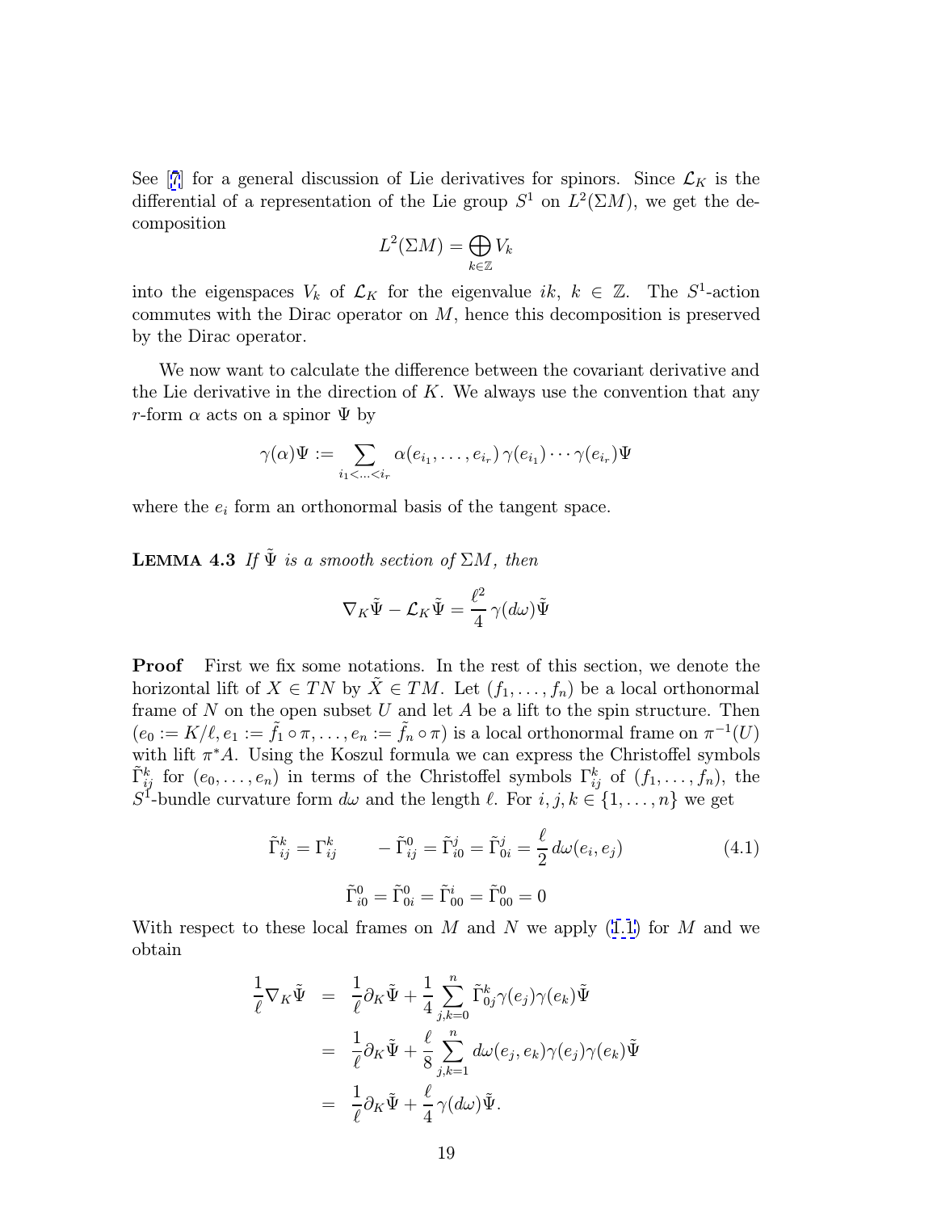See [7] for a general discussion of Lie derivatives for spinors. Since $\mathcal{L}_K$ is the differential of a representation of the Lie group $S^1$ on $L^2(\Sigma M)$, we get the decomposition

$$L^2(\Sigma M) = \bigoplus_{k \in \mathbb{Z}} V_k$$

into the eigenspaces $V_k$ of $\mathcal{L}_K$ for the eigenvalue $ik$, $k \in \mathbb{Z}$. The $S^1$-action commutes with the Dirac operator on $M$, hence this decomposition is preserved by the Dirac operator.

We now want to calculate the difference between the covariant derivative and the Lie derivative in the direction of $K$. We always use the convention that any $r$-form $\alpha$ acts on a spinor $\Psi$ by

$$\gamma(\alpha)\Psi := \sum_{i_1 < \ldots < i_r} \alpha(e_{i_1}, \ldots, e_{i_r})\, \gamma(e_{i_1}) \cdots \gamma(e_{i_r})\Psi$$

where the $e_i$ form an orthonormal basis of the tangent space.

**Lemma 4.3** *If $\tilde{\Psi}$ is a smooth section of $\Sigma M$, then*

$$\nabla_K \tilde{\Psi} - \mathcal{L}_K \tilde{\Psi} = \frac{\ell^2}{4}\, \gamma(d\omega)\tilde{\Psi}$$

**Proof** First we fix some notations. In the rest of this section, we denote the horizontal lift of $X \in TN$ by $\tilde{X} \in TM$. Let $(f_1, \ldots, f_n)$ be a local orthonormal frame of $N$ on the open subset $U$ and let $A$ be a lift to the spin structure. Then $(e_0 := K/\ell, e_1 := \tilde{f}_1 \circ \pi, \ldots, e_n := \tilde{f}_n \circ \pi)$ is a local orthonormal frame on $\pi^{-1}(U)$ with lift $\pi^* A$. Using the Koszul formula we can express the Christoffel symbols $\tilde{\Gamma}_{ij}^k$ for $(e_0, \ldots, e_n)$ in terms of the Christoffel symbols $\Gamma_{ij}^k$ of $(f_1, \ldots, f_n)$, the $S^1$-bundle curvature form $d\omega$ and the length $\ell$. For $i, j, k \in \{1, \ldots, n\}$ we get

$$\tilde{\Gamma}_{ij}^k = \Gamma_{ij}^k \qquad -\tilde{\Gamma}_{ij}^0 = \tilde{\Gamma}_{i0}^j = \tilde{\Gamma}_{0i}^j = \frac{\ell}{2}\, d\omega(e_i, e_j) \tag{4.1}$$

$$\tilde{\Gamma}_{i0}^0 = \tilde{\Gamma}_{0i}^0 = \tilde{\Gamma}_{00}^i = \tilde{\Gamma}_{00}^0 = 0$$

With respect to these local frames on $M$ and $N$ we apply (1.1) for $M$ and we obtain

$$\begin{aligned}
\frac{1}{\ell}\nabla_K \tilde{\Psi} &= \frac{1}{\ell}\partial_K \tilde{\Psi} + \frac{1}{4} \sum_{j,k=0}^{n} \tilde{\Gamma}_{0j}^k \gamma(e_j)\gamma(e_k)\tilde{\Psi} \\
&= \frac{1}{\ell}\partial_K \tilde{\Psi} + \frac{\ell}{8} \sum_{j,k=1}^{n} d\omega(e_j, e_k)\gamma(e_j)\gamma(e_k)\tilde{\Psi} \\
&= \frac{1}{\ell}\partial_K \tilde{\Psi} + \frac{\ell}{4}\, \gamma(d\omega)\tilde{\Psi}.
\end{aligned}$$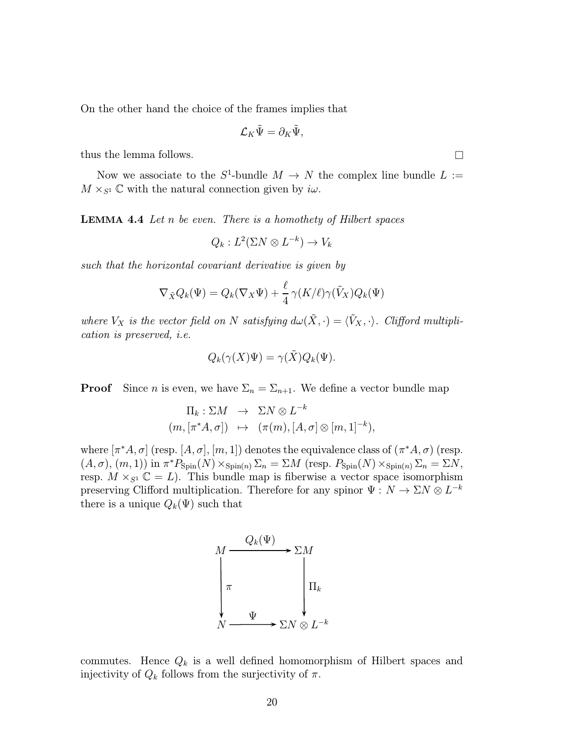On the other hand the choice of the frames implies that

$$\mathcal{L}_K \tilde{\Psi} = \partial_K \tilde{\Psi},$$

thus the lemma follows. $\square$

Now we associate to the $S^1$-bundle $M \to N$ the complex line bundle $L := M \times_{S^1} \mathbb{C}$ with the natural connection given by $i\omega$.

**Lemma 4.4** *Let $n$ be even. There is a homothety of Hilbert spaces*

$$Q_k : L^2(\Sigma N \otimes L^{-k}) \to V_k$$

*such that the horizontal covariant derivative is given by*

$$\nabla_{\tilde{X}} Q_k(\Psi) = Q_k(\nabla_X \Psi) + \frac{\ell}{4}\, \gamma(K/\ell)\gamma(\tilde{V}_X) Q_k(\Psi)$$

*where $V_X$ is the vector field on $N$ satisfying $d\omega(\tilde{X}, \cdot) = \langle \tilde{V}_X, \cdot \rangle$. Clifford multiplication is preserved, i.e.*

$$Q_k(\gamma(X)\Psi) = \gamma(\tilde{X}) Q_k(\Psi).$$

**Proof** Since $n$ is even, we have $\Sigma_n = \Sigma_{n+1}$. We define a vector bundle map

$$\begin{aligned} \Pi_k : \Sigma M &\to \Sigma N \otimes L^{-k} \\ (m, [\pi^* A, \sigma]) &\mapsto (\pi(m), [A, \sigma] \otimes [m, 1]^{-k}), \end{aligned}$$

where $[\pi^* A, \sigma]$ (resp. $[A, \sigma]$, $[m, 1]$) denotes the equivalence class of $(\pi^* A, \sigma)$ (resp. $(A, \sigma)$, $(m, 1)$) in $\pi^* P_{\mathrm{Spin}}(N) \times_{\mathrm{Spin}(n)} \Sigma_n = \Sigma M$ (resp. $P_{\mathrm{Spin}}(N) \times_{\mathrm{Spin}(n)} \Sigma_n = \Sigma N$, resp. $M \times_{S^1} \mathbb{C} = L$). This bundle map is fiberwise a vector space isomorphism preserving Clifford multiplication. Therefore for any spinor $\Psi : N \to \Sigma N \otimes L^{-k}$ there is a unique $Q_k(\Psi)$ such that

$$\begin{array}{ccc} M & \xrightarrow{\;Q_k(\Psi)\;} & \Sigma M \\ \downarrow \pi & & \downarrow \Pi_k \\ N & \xrightarrow{\;\Psi\;} & \Sigma N \otimes L^{-k} \end{array}$$

commutes. Hence $Q_k$ is a well defined homomorphism of Hilbert spaces and injectivity of $Q_k$ follows from the surjectivity of $\pi$.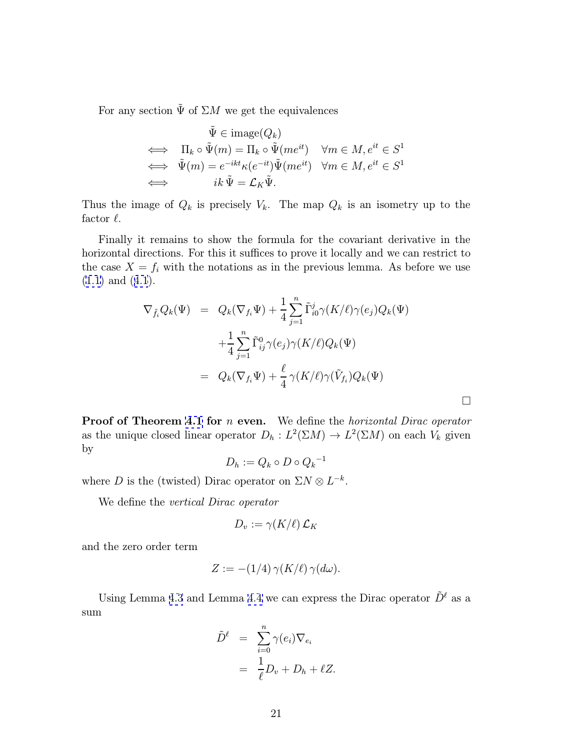For any section $\tilde{\Psi}$ of $\Sigma M$ we get the equivalences

$$
\begin{aligned}
& \tilde{\Psi} \in \operatorname{image}(Q_k) \\
\iff \quad & \Pi_k \circ \tilde{\Psi}(m) = \Pi_k \circ \tilde{\Psi}(me^{it}) \quad \forall m \in M, e^{it} \in S^1 \\
\iff \quad & \tilde{\Psi}(m) = e^{-ikt}\kappa(e^{-it})\tilde{\Psi}(me^{it}) \quad \forall m \in M, e^{it} \in S^1 \\
\iff \quad & ik\,\tilde{\Psi} = \mathcal{L}_K\tilde{\Psi}.
\end{aligned}
$$

Thus the image of $Q_k$ is precisely $V_k$. The map $Q_k$ is an isometry up to the factor $\ell$.

Finally it remains to show the formula for the covariant derivative in the horizontal directions. For this it suffices to prove it locally and we can restrict to the case $X = f_i$ with the notations as in the previous lemma. As before we use (1.1) and (4.1).

$$
\begin{aligned}
\nabla_{\tilde{f}_i} Q_k(\Psi) &= Q_k(\nabla_{f_i}\Psi) + \frac{1}{4}\sum_{j=1}^{n} \tilde{\Gamma}_{i0}^{j}\gamma(K/\ell)\gamma(e_j)Q_k(\Psi) \\
&\quad + \frac{1}{4}\sum_{j=1}^{n} \tilde{\Gamma}_{ij}^{0}\gamma(e_j)\gamma(K/\ell)Q_k(\Psi) \\
&= Q_k(\nabla_{f_i}\Psi) + \frac{\ell}{4}\,\gamma(K/\ell)\gamma(\tilde{V}_{f_i})Q_k(\Psi)
\end{aligned}
$$

□

**Proof of Theorem 4.1 for $n$ even.** We define the *horizontal Dirac operator* as the unique closed linear operator $D_h : L^2(\Sigma M) \to L^2(\Sigma M)$ on each $V_k$ given by

$$
D_h := Q_k \circ D \circ {Q_k}^{-1}
$$

where $D$ is the (twisted) Dirac operator on $\Sigma N \otimes L^{-k}$.

We define the *vertical Dirac operator*

$$
D_v := \gamma(K/\ell)\,\mathcal{L}_K
$$

and the zero order term

$$
Z := -(1/4)\,\gamma(K/\ell)\,\gamma(d\omega).
$$

Using Lemma 4.3 and Lemma 4.4 we can express the Dirac operator $\tilde{D}^\ell$ as a sum

$$
\begin{aligned}
\tilde{D}^\ell &= \sum_{i=0}^{n} \gamma(e_i)\nabla_{e_i} \\
&= \frac{1}{\ell}D_v + D_h + \ell Z.
\end{aligned}
$$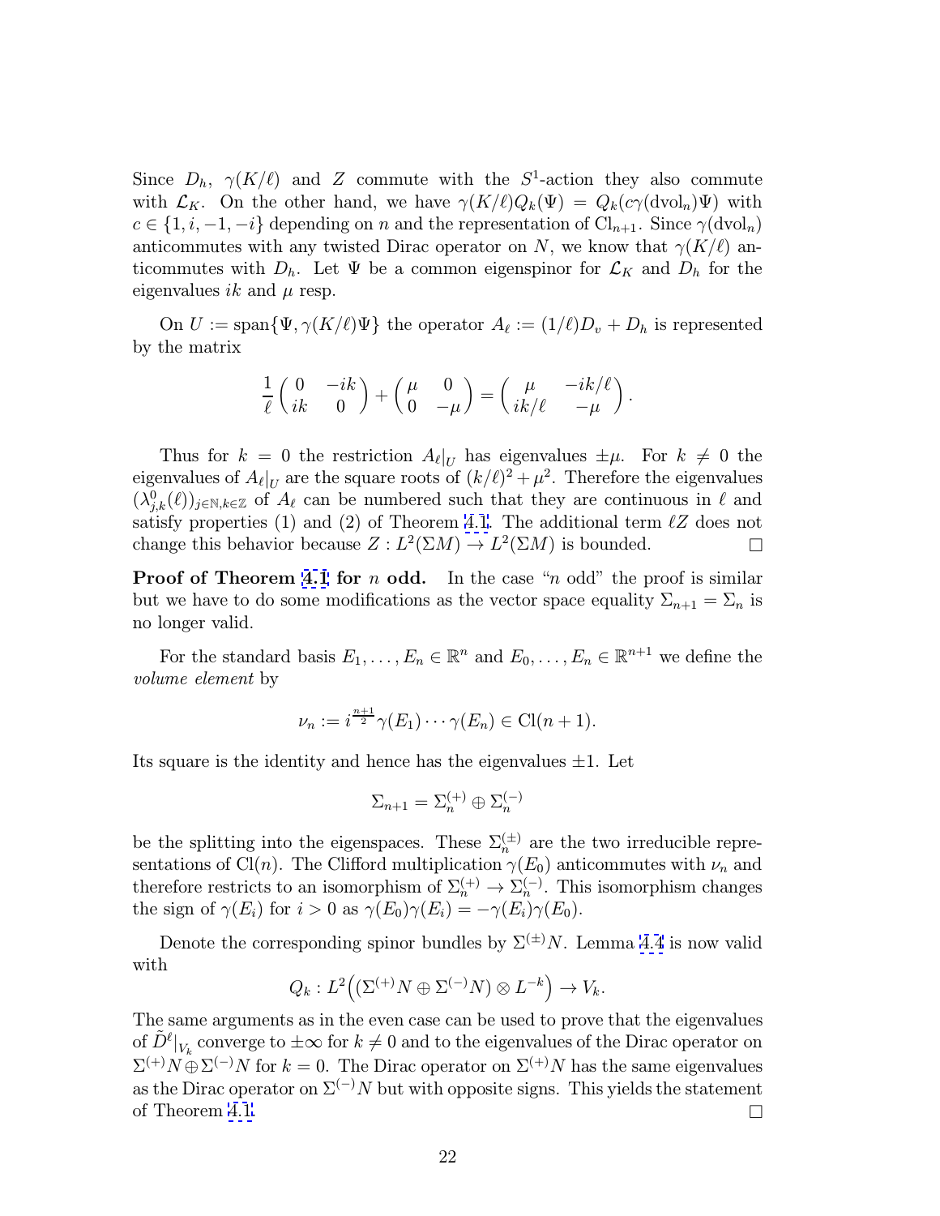Since $D_h$, $\gamma(K/\ell)$ and $Z$ commute with the $S^1$-action they also commute with $\mathcal{L}_K$. On the other hand, we have $\gamma(K/\ell)Q_k(\Psi) = Q_k(c\gamma(\mathrm{dvol}_n)\Psi)$ with $c \in \{1, i, -1, -i\}$ depending on $n$ and the representation of $\mathrm{Cl}_{n+1}$. Since $\gamma(\mathrm{dvol}_n)$ anticommutes with any twisted Dirac operator on $N$, we know that $\gamma(K/\ell)$ anticommutes with $D_h$. Let $\Psi$ be a common eigenspinor for $\mathcal{L}_K$ and $D_h$ for the eigenvalues $ik$ and $\mu$ resp.

On $U := \mathrm{span}\{\Psi, \gamma(K/\ell)\Psi\}$ the operator $A_\ell := (1/\ell)D_v + D_h$ is represented by the matrix

$$\frac{1}{\ell}\begin{pmatrix} 0 & -ik \\ ik & 0 \end{pmatrix} + \begin{pmatrix} \mu & 0 \\ 0 & -\mu \end{pmatrix} = \begin{pmatrix} \mu & -ik/\ell \\ ik/\ell & -\mu \end{pmatrix}.$$

Thus for $k = 0$ the restriction $A_\ell|_U$ has eigenvalues $\pm\mu$. For $k \neq 0$ the eigenvalues of $A_\ell|_U$ are the square roots of $(k/\ell)^2 + \mu^2$. Therefore the eigenvalues $(\lambda^0_{j,k}(\ell))_{j\in\mathbb{N},k\in\mathbb{Z}}$ of $A_\ell$ can be numbered such that they are continuous in $\ell$ and satisfy properties (1) and (2) of Theorem 4.1. The additional term $\ell Z$ does not change this behavior because $Z : L^2(\Sigma M) \to L^2(\Sigma M)$ is bounded. $\square$

**Proof of Theorem 4.1 for $n$ odd.** In the case "$n$ odd" the proof is similar but we have to do some modifications as the vector space equality $\Sigma_{n+1} = \Sigma_n$ is no longer valid.

For the standard basis $E_1, \ldots, E_n \in \mathbb{R}^n$ and $E_0, \ldots, E_n \in \mathbb{R}^{n+1}$ we define the *volume element* by

$$\nu_n := i^{\frac{n+1}{2}}\gamma(E_1)\cdots\gamma(E_n) \in \mathrm{Cl}(n+1).$$

Its square is the identity and hence has the eigenvalues $\pm 1$. Let

$$\Sigma_{n+1} = \Sigma_n^{(+)} \oplus \Sigma_n^{(-)}$$

be the splitting into the eigenspaces. These $\Sigma_n^{(\pm)}$ are the two irreducible representations of $\mathrm{Cl}(n)$. The Clifford multiplication $\gamma(E_0)$ anticommutes with $\nu_n$ and therefore restricts to an isomorphism of $\Sigma_n^{(+)} \to \Sigma_n^{(-)}$. This isomorphism changes the sign of $\gamma(E_i)$ for $i > 0$ as $\gamma(E_0)\gamma(E_i) = -\gamma(E_i)\gamma(E_0)$.

Denote the corresponding spinor bundles by $\Sigma^{(\pm)}N$. Lemma 4.4 is now valid with

$$Q_k : L^2\Big(\big(\Sigma^{(+)}N \oplus \Sigma^{(-)}N\big) \otimes L^{-k}\Big) \to V_k.$$

The same arguments as in the even case can be used to prove that the eigenvalues of $\tilde{D}^\ell|_{V_k}$ converge to $\pm\infty$ for $k \neq 0$ and to the eigenvalues of the Dirac operator on $\Sigma^{(+)}N \oplus \Sigma^{(-)}N$ for $k = 0$. The Dirac operator on $\Sigma^{(+)}N$ has the same eigenvalues as the Dirac operator on $\Sigma^{(-)}N$ but with opposite signs. This yields the statement of Theorem 4.1. $\square$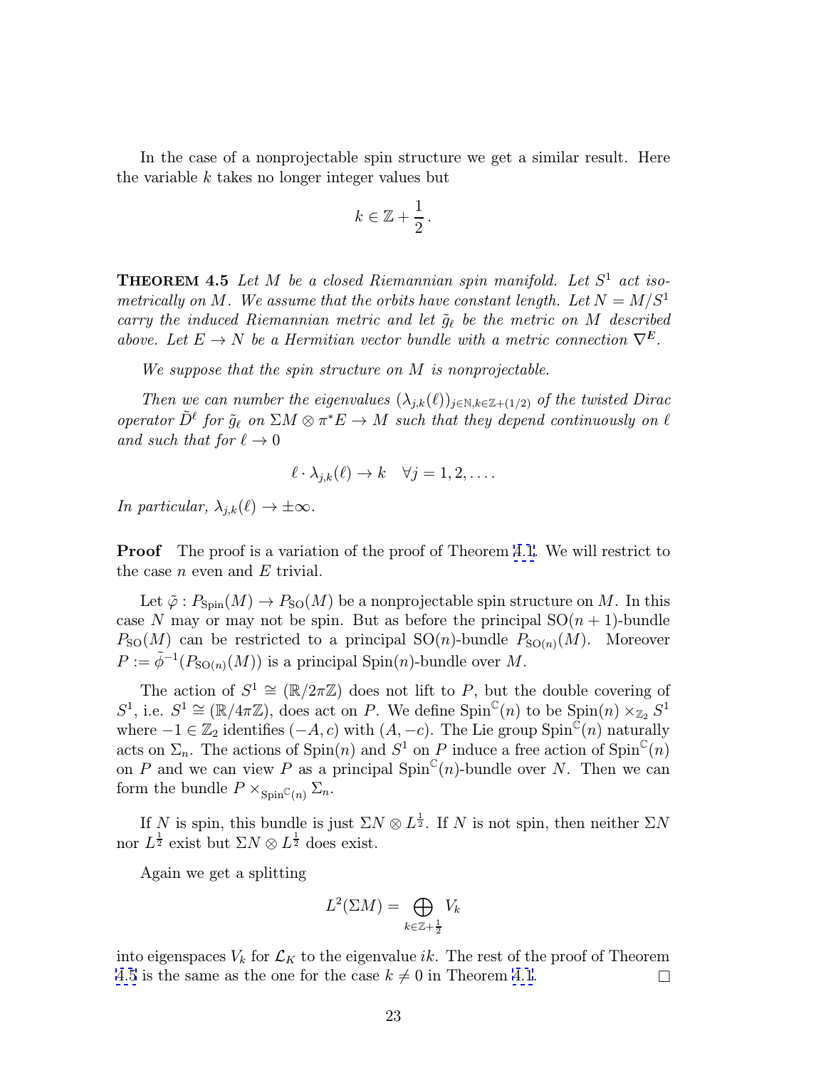In the case of a nonprojectable spin structure we get a similar result. Here the variable $k$ takes no longer integer values but

$$k \in \mathbb{Z} + \frac{1}{2}.$$

**THEOREM 4.5** *Let $M$ be a closed Riemannian spin manifold. Let $S^1$ act isometrically on $M$. We assume that the orbits have constant length. Let $N = M/S^1$ carry the induced Riemannian metric and let $\tilde{g}_\ell$ be the metric on $M$ described above. Let $E \to N$ be a Hermitian vector bundle with a metric connection $\nabla^E$.*

*We suppose that the spin structure on $M$ is nonprojectable.*

*Then we can number the eigenvalues $(\lambda_{j,k}(\ell))_{j\in\mathbb{N},k\in\mathbb{Z}+(1/2)}$ of the twisted Dirac operator $\tilde{D}^\ell$ for $\tilde{g}_\ell$ on $\Sigma M \otimes \pi^* E \to M$ such that they depend continuously on $\ell$ and such that for $\ell \to 0$*

$$\ell \cdot \lambda_{j,k}(\ell) \to k \quad \forall j = 1, 2, \ldots .$$

*In particular, $\lambda_{j,k}(\ell) \to \pm\infty$.*

**Proof** The proof is a variation of the proof of Theorem 4.1. We will restrict to the case $n$ even and $E$ trivial.

Let $\tilde{\varphi} : P_{\mathrm{Spin}}(M) \to P_{\mathrm{SO}}(M)$ be a nonprojectable spin structure on $M$. In this case $N$ may or may not be spin. But as before the principal $\mathrm{SO}(n+1)$-bundle $P_{\mathrm{SO}}(M)$ can be restricted to a principal $\mathrm{SO}(n)$-bundle $P_{\mathrm{SO}(n)}(M)$. Moreover $P := \tilde{\phi}^{-1}(P_{\mathrm{SO}(n)}(M))$ is a principal $\mathrm{Spin}(n)$-bundle over $M$.

The action of $S^1 \cong (\mathbb{R}/2\pi\mathbb{Z})$ does not lift to $P$, but the double covering of $S^1$, i.e. $S^1 \cong (\mathbb{R}/4\pi\mathbb{Z})$, does act on $P$. We define $\mathrm{Spin}^{\mathbb{C}}(n)$ to be $\mathrm{Spin}(n) \times_{\mathbb{Z}_2} S^1$ where $-1 \in \mathbb{Z}_2$ identifies $(-A, c)$ with $(A, -c)$. The Lie group $\mathrm{Spin}^{\mathbb{C}}(n)$ naturally acts on $\Sigma_n$. The actions of $\mathrm{Spin}(n)$ and $S^1$ on $P$ induce a free action of $\mathrm{Spin}^{\mathbb{C}}(n)$ on $P$ and we can view $P$ as a principal $\mathrm{Spin}^{\mathbb{C}}(n)$-bundle over $N$. Then we can form the bundle $P \times_{\mathrm{Spin}^{\mathbb{C}}(n)} \Sigma_n$.

If $N$ is spin, this bundle is just $\Sigma N \otimes L^{\frac{1}{2}}$. If $N$ is not spin, then neither $\Sigma N$ nor $L^{\frac{1}{2}}$ exist but $\Sigma N \otimes L^{\frac{1}{2}}$ does exist.

Again we get a splitting

$$L^2(\Sigma M) = \bigoplus_{k\in\mathbb{Z}+\frac{1}{2}} V_k$$

into eigenspaces $V_k$ for $\mathcal{L}_K$ to the eigenvalue $ik$. The rest of the proof of Theorem 4.5 is the same as the one for the case $k \neq 0$ in Theorem 4.1. □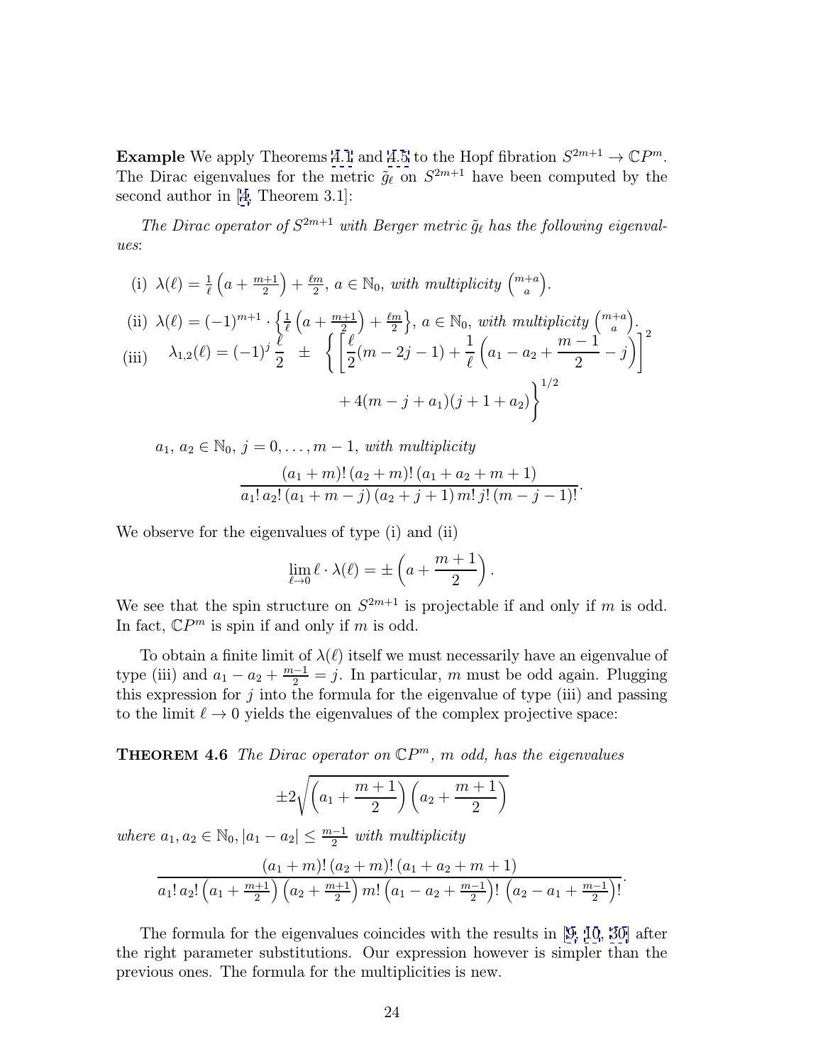**Example** We apply Theorems 4.1 and 4.5 to the Hopf fibration $S^{2m+1} \to \mathbb{C}P^m$. The Dirac eigenvalues for the metric $\tilde{g}_\ell$ on $S^{2m+1}$ have been computed by the second author in [4, Theorem 3.1]:

*The Dirac operator of $S^{2m+1}$ with Berger metric $\tilde{g}_\ell$ has the following eigenvalues*:

(i) $\lambda(\ell) = \frac{1}{\ell}\left(a + \frac{m+1}{2}\right) + \frac{\ell m}{2}$, $a \in \mathbb{N}_0$, *with multiplicity* $\binom{m+a}{a}$.

(ii) $\lambda(\ell) = (-1)^{m+1} \cdot \left\{\frac{1}{\ell}\left(a + \frac{m+1}{2}\right) + \frac{\ell m}{2}\right\}$, $a \in \mathbb{N}_0$, *with multiplicity* $\binom{m+a}{a}$.

(iii)
$$\lambda_{1,2}(\ell) = (-1)^j \frac{\ell}{2} \pm \left\{ \left[\frac{\ell}{2}(m-2j-1) + \frac{1}{\ell}\left(a_1 - a_2 + \frac{m-1}{2} - j\right)\right]^2 + 4(m-j+a_1)(j+1+a_2)\right\}^{1/2}$$

$a_1,\, a_2 \in \mathbb{N}_0$, $j = 0, \ldots, m-1$, *with multiplicity*
$$\frac{(a_1+m)!\,(a_2+m)!\,(a_1+a_2+m+1)}{a_1!\,a_2!\,(a_1+m-j)\,(a_2+j+1)\,m!\,j!\,(m-j-1)!}.$$

We observe for the eigenvalues of type (i) and (ii)
$$\lim_{\ell \to 0} \ell \cdot \lambda(\ell) = \pm\left(a + \frac{m+1}{2}\right).$$
We see that the spin structure on $S^{2m+1}$ is projectable if and only if $m$ is odd. In fact, $\mathbb{C}P^m$ is spin if and only if $m$ is odd.

To obtain a finite limit of $\lambda(\ell)$ itself we must necessarily have an eigenvalue of type (iii) and $a_1 - a_2 + \frac{m-1}{2} = j$. In particular, $m$ must be odd again. Plugging this expression for $j$ into the formula for the eigenvalue of type (iii) and passing to the limit $\ell \to 0$ yields the eigenvalues of the complex projective space:

**Theorem 4.6** *The Dirac operator on $\mathbb{C}P^m$, $m$ odd, has the eigenvalues*
$$\pm 2\sqrt{\left(a_1 + \frac{m+1}{2}\right)\left(a_2 + \frac{m+1}{2}\right)}$$
*where* $a_1, a_2 \in \mathbb{N}_0$, $|a_1 - a_2| \le \frac{m-1}{2}$ *with multiplicity*
$$\frac{(a_1+m)!\,(a_2+m)!\,(a_1+a_2+m+1)}{a_1!\,a_2!\left(a_1+\frac{m+1}{2}\right)\left(a_2+\frac{m+1}{2}\right)m!\left(a_1-a_2+\frac{m-1}{2}\right)!\left(a_2-a_1+\frac{m-1}{2}\right)!}.$$

The formula for the eigenvalues coincides with the results in [9, 10, 30] after the right parameter substitutions. Our expression however is simpler than the previous ones. The formula for the multiplicities is new.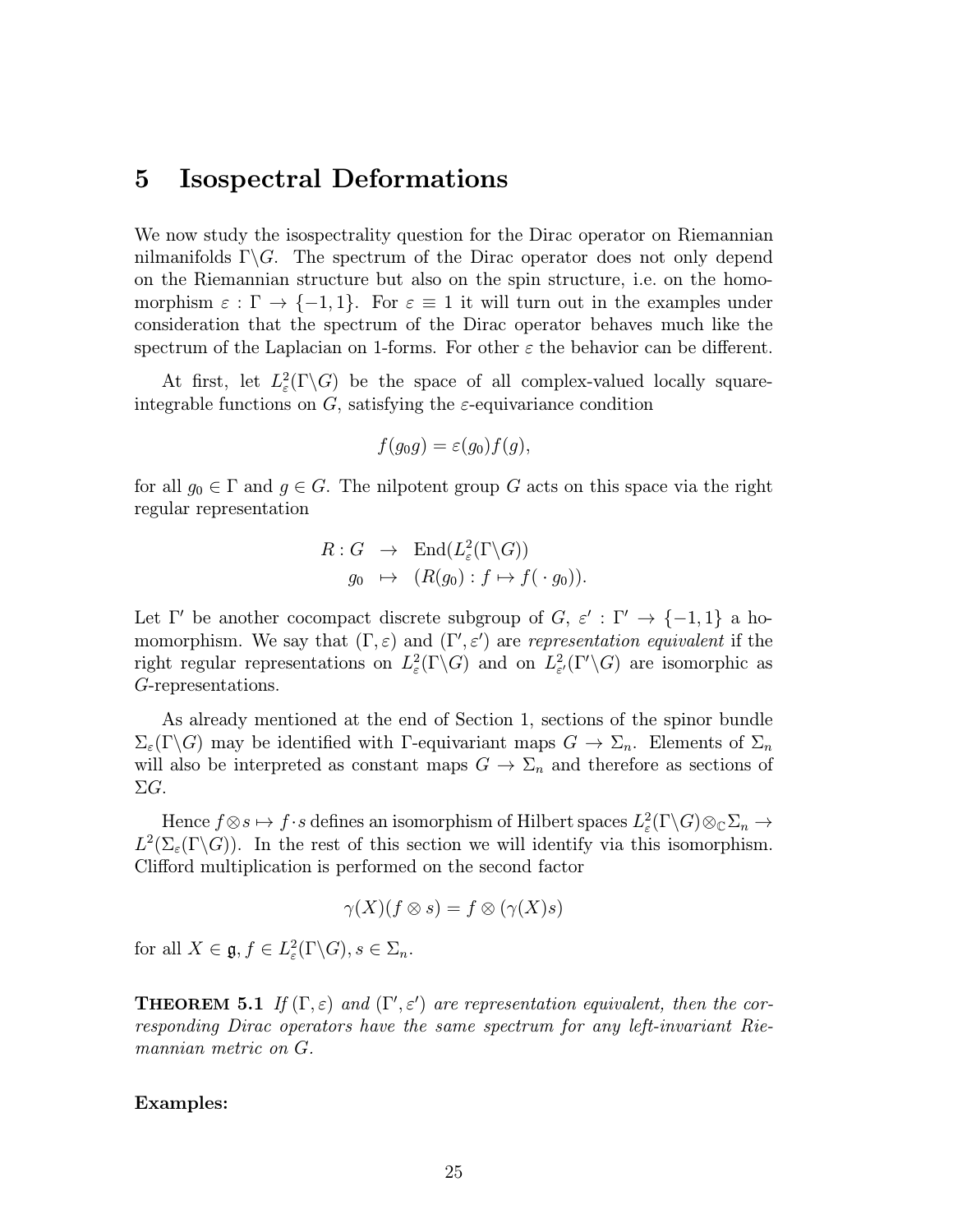## 5 Isospectral Deformations

We now study the isospectrality question for the Dirac operator on Riemannian nilmanifolds $\Gamma\backslash G$. The spectrum of the Dirac operator does not only depend on the Riemannian structure but also on the spin structure, i.e. on the homomorphism $\varepsilon : \Gamma \to \{-1, 1\}$. For $\varepsilon \equiv 1$ it will turn out in the examples under consideration that the spectrum of the Dirac operator behaves much like the spectrum of the Laplacian on 1-forms. For other $\varepsilon$ the behavior can be different.

At first, let $L^2_\varepsilon(\Gamma\backslash G)$ be the space of all complex-valued locally square-integrable functions on $G$, satisfying the $\varepsilon$-equivariance condition

$$f(g_0 g) = \varepsilon(g_0) f(g),$$

for all $g_0 \in \Gamma$ and $g \in G$. The nilpotent group $G$ acts on this space via the right regular representation

$$\begin{aligned} R : G &\to \operatorname{End}(L^2_\varepsilon(\Gamma\backslash G)) \\ g_0 &\mapsto (R(g_0) : f \mapsto f(\,\cdot\, g_0)). \end{aligned}$$

Let $\Gamma'$ be another cocompact discrete subgroup of $G$, $\varepsilon' : \Gamma' \to \{-1, 1\}$ a homomorphism. We say that $(\Gamma, \varepsilon)$ and $(\Gamma', \varepsilon')$ are *representation equivalent* if the right regular representations on $L^2_\varepsilon(\Gamma\backslash G)$ and on $L^2_{\varepsilon'}(\Gamma'\backslash G)$ are isomorphic as $G$-representations.

As already mentioned at the end of Section 1, sections of the spinor bundle $\Sigma_\varepsilon(\Gamma\backslash G)$ may be identified with $\Gamma$-equivariant maps $G \to \Sigma_n$. Elements of $\Sigma_n$ will also be interpreted as constant maps $G \to \Sigma_n$ and therefore as sections of $\Sigma G$.

Hence $f \otimes s \mapsto f \cdot s$ defines an isomorphism of Hilbert spaces $L^2_\varepsilon(\Gamma\backslash G) \otimes_{\mathbb{C}} \Sigma_n \to L^2(\Sigma_\varepsilon(\Gamma\backslash G))$. In the rest of this section we will identify via this isomorphism. Clifford multiplication is performed on the second factor

$$\gamma(X)(f \otimes s) = f \otimes (\gamma(X)s)$$

for all $X \in \mathfrak{g}$, $f \in L^2_\varepsilon(\Gamma\backslash G)$, $s \in \Sigma_n$.

**Theorem 5.1** *If $(\Gamma, \varepsilon)$ and $(\Gamma', \varepsilon')$ are representation equivalent, then the corresponding Dirac operators have the same spectrum for any left-invariant Riemannian metric on $G$.*

**Examples:**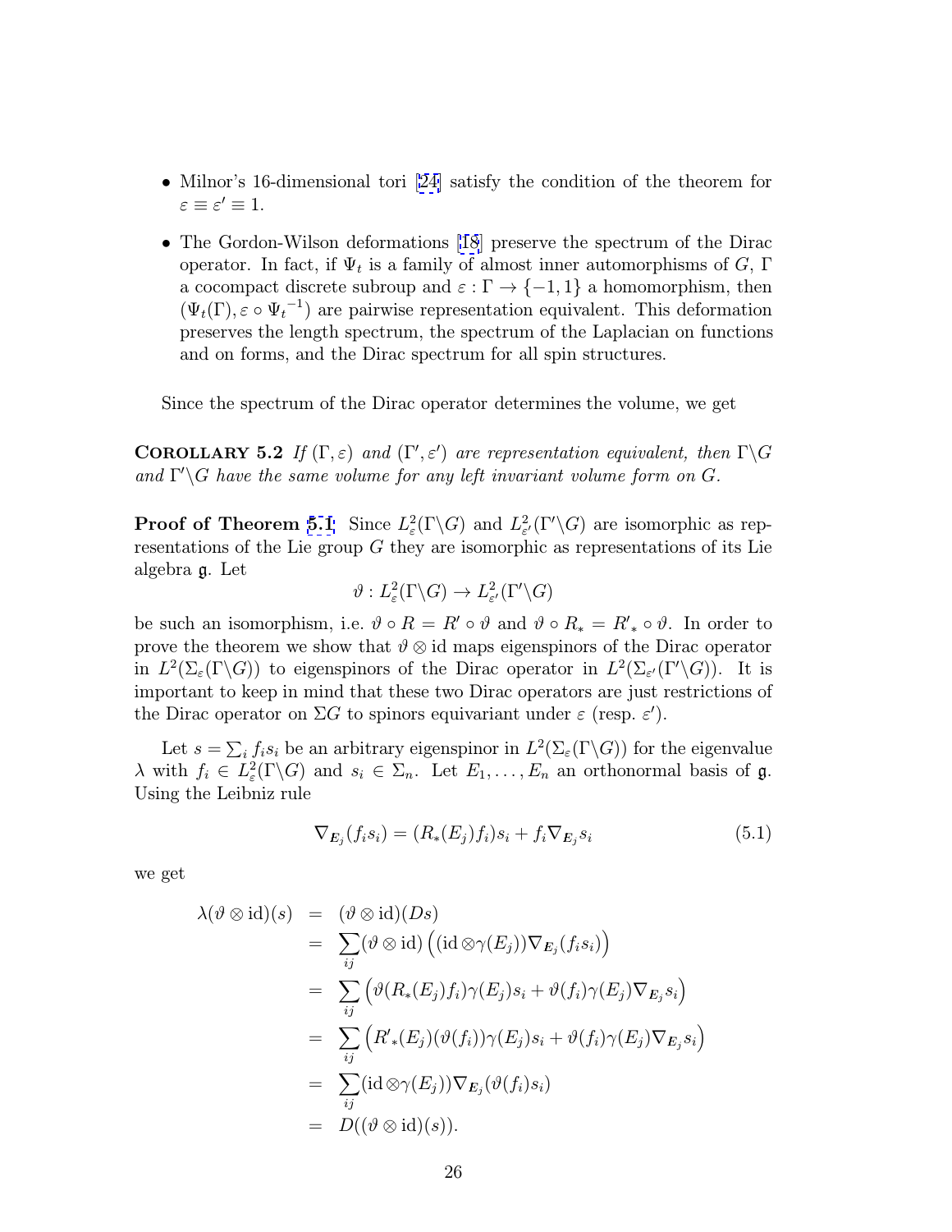- Milnor's 16-dimensional tori [24] satisfy the condition of the theorem for $\varepsilon \equiv \varepsilon' \equiv 1$.
- The Gordon-Wilson deformations [18] preserve the spectrum of the Dirac operator. In fact, if $\Psi_t$ is a family of almost inner automorphisms of $G$, $\Gamma$ a cocompact discrete subroup and $\varepsilon : \Gamma \to \{-1, 1\}$ a homomorphism, then $(\Psi_t(\Gamma), \varepsilon \circ {\Psi_t}^{-1})$ are pairwise representation equivalent. This deformation preserves the length spectrum, the spectrum of the Laplacian on functions and on forms, and the Dirac spectrum for all spin structures.

Since the spectrum of the Dirac operator determines the volume, we get

**Corollary 5.2** *If $(\Gamma, \varepsilon)$ and $(\Gamma', \varepsilon')$ are representation equivalent, then $\Gamma\backslash G$ and $\Gamma'\backslash G$ have the same volume for any left invariant volume form on $G$.*

**Proof of Theorem 5.1** Since $L^2_\varepsilon(\Gamma\backslash G)$ and $L^2_{\varepsilon'}(\Gamma'\backslash G)$ are isomorphic as representations of the Lie group $G$ they are isomorphic as representations of its Lie algebra $\mathfrak{g}$. Let

$$\vartheta : L^2_\varepsilon(\Gamma\backslash G) \to L^2_{\varepsilon'}(\Gamma'\backslash G)$$

be such an isomorphism, i.e. $\vartheta \circ R = R' \circ \vartheta$ and $\vartheta \circ R_* = {R'}_* \circ \vartheta$. In order to prove the theorem we show that $\vartheta \otimes \mathrm{id}$ maps eigenspinors of the Dirac operator in $L^2(\Sigma_\varepsilon(\Gamma\backslash G))$ to eigenspinors of the Dirac operator in $L^2(\Sigma_{\varepsilon'}(\Gamma'\backslash G))$. It is important to keep in mind that these two Dirac operators are just restrictions of the Dirac operator on $\Sigma G$ to spinors equivariant under $\varepsilon$ (resp. $\varepsilon'$).

Let $s = \sum_i f_i s_i$ be an arbitrary eigenspinor in $L^2(\Sigma_\varepsilon(\Gamma\backslash G))$ for the eigenvalue $\lambda$ with $f_i \in L^2_\varepsilon(\Gamma\backslash G)$ and $s_i \in \Sigma_n$. Let $E_1, \ldots, E_n$ an orthonormal basis of $\mathfrak{g}$. Using the Leibniz rule

$$\nabla_{\boldsymbol{E}_j}(f_i s_i) = (R_*(E_j) f_i) s_i + f_i \nabla_{\boldsymbol{E}_j} s_i \tag{5.1}$$

we get

$$
\begin{aligned}
\lambda(\vartheta \otimes \mathrm{id})(s) &= (\vartheta \otimes \mathrm{id})(Ds) \\
&= \sum_{ij} (\vartheta \otimes \mathrm{id}) \left( (\mathrm{id} \otimes \gamma(E_j)) \nabla_{\boldsymbol{E}_j}(f_i s_i) \right) \\
&= \sum_{ij} \left( \vartheta(R_*(E_j) f_i) \gamma(E_j) s_i + \vartheta(f_i) \gamma(E_j) \nabla_{\boldsymbol{E}_j} s_i \right) \\
&= \sum_{ij} \left( {R'}_*(E_j)(\vartheta(f_i)) \gamma(E_j) s_i + \vartheta(f_i) \gamma(E_j) \nabla_{\boldsymbol{E}_j} s_i \right) \\
&= \sum_{ij} (\mathrm{id} \otimes \gamma(E_j)) \nabla_{\boldsymbol{E}_j}(\vartheta(f_i) s_i) \\
&= D((\vartheta \otimes \mathrm{id})(s)).
\end{aligned}
$$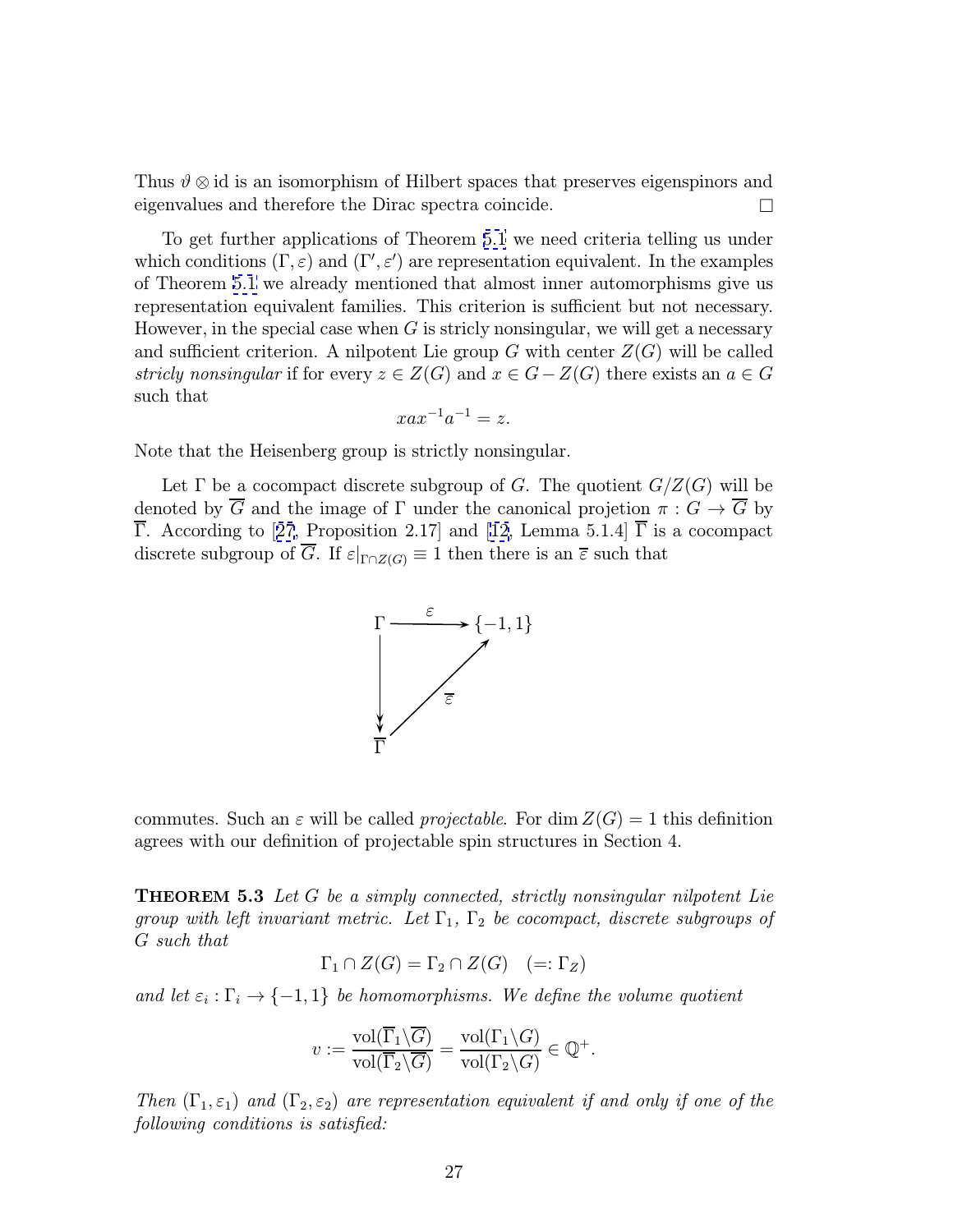Thus $\vartheta \otimes \mathrm{id}$ is an isomorphism of Hilbert spaces that preserves eigenspinors and eigenvalues and therefore the Dirac spectra coincide. $\square$

To get further applications of Theorem 5.1 we need criteria telling us under which conditions $(\Gamma, \varepsilon)$ and $(\Gamma', \varepsilon')$ are representation equivalent. In the examples of Theorem 5.1 we already mentioned that almost inner automorphisms give us representation equivalent families. This criterion is sufficient but not necessary. However, in the special case when $G$ is stricly nonsingular, we will get a necessary and sufficient criterion. A nilpotent Lie group $G$ with center $Z(G)$ will be called *stricly nonsingular* if for every $z \in Z(G)$ and $x \in G - Z(G)$ there exists an $a \in G$ such that

$$xax^{-1}a^{-1} = z.$$

Note that the Heisenberg group is strictly nonsingular.

Let $\Gamma$ be a cocompact discrete subgroup of $G$. The quotient $G/Z(G)$ will be denoted by $\overline{G}$ and the image of $\Gamma$ under the canonical projetion $\pi : G \to \overline{G}$ by $\overline{\Gamma}$. According to [27, Proposition 2.17] and [12, Lemma 5.1.4] $\overline{\Gamma}$ is a cocompact discrete subgroup of $\overline{G}$. If $\varepsilon|_{\Gamma \cap Z(G)} \equiv 1$ then there is an $\overline{\varepsilon}$ such that

$$\begin{array}{ccc} \Gamma & \xrightarrow{\ \varepsilon\ } & \{-1,1\} \\ \big\downarrow & \nearrow_{\overline{\varepsilon}} & \\ \overline{\Gamma} & & \end{array}$$

commutes. Such an $\varepsilon$ will be called *projectable*. For $\dim Z(G) = 1$ this definition agrees with our definition of projectable spin structures in Section 4.

**Theorem 5.3** *Let $G$ be a simply connected, strictly nonsingular nilpotent Lie group with left invariant metric. Let $\Gamma_1$, $\Gamma_2$ be cocompact, discrete subgroups of $G$ such that*

$$\Gamma_1 \cap Z(G) = \Gamma_2 \cap Z(G) \quad (=: \Gamma_Z)$$

*and let $\varepsilon_i : \Gamma_i \to \{-1, 1\}$ be homomorphisms. We define the volume quotient*

$$v := \frac{\mathrm{vol}(\overline{\Gamma}_1 \backslash \overline{G})}{\mathrm{vol}(\overline{\Gamma}_2 \backslash \overline{G})} = \frac{\mathrm{vol}(\Gamma_1 \backslash G)}{\mathrm{vol}(\Gamma_2 \backslash G)} \in \mathbb{Q}^+.$$

*Then $(\Gamma_1, \varepsilon_1)$ and $(\Gamma_2, \varepsilon_2)$ are representation equivalent if and only if one of the following conditions is satisfied:*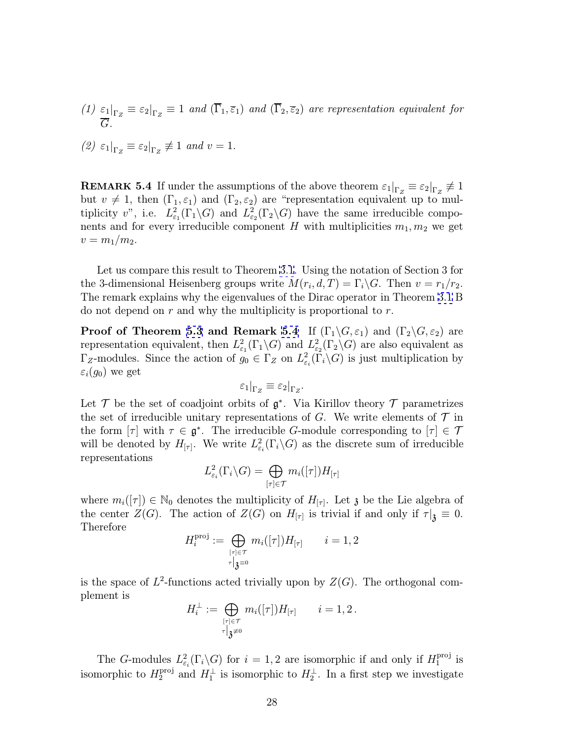*(1)* $\varepsilon_1|_{\Gamma_Z} \equiv \varepsilon_2|_{\Gamma_Z} \equiv 1$ *and* $(\overline{\Gamma}_1, \overline{\varepsilon}_1)$ *and* $(\overline{\Gamma}_2, \overline{\varepsilon}_2)$ *are representation equivalent for* $\overline{G}$.

*(2)* $\varepsilon_1|_{\Gamma_Z} \equiv \varepsilon_2|_{\Gamma_Z} \not\equiv 1$ *and* $v = 1$.

**Remark 5.4** If under the assumptions of the above theorem $\varepsilon_1|_{\Gamma_Z} \equiv \varepsilon_2|_{\Gamma_Z} \not\equiv 1$ but $v \neq 1$, then $(\Gamma_1, \varepsilon_1)$ and $(\Gamma_2, \varepsilon_2)$ are "representation equivalent up to multiplicity $v$", i.e. $L^2_{\varepsilon_1}(\Gamma_1\backslash G)$ and $L^2_{\varepsilon_2}(\Gamma_2\backslash G)$ have the same irreducible components and for every irreducible component $H$ with multiplicities $m_1, m_2$ we get $v = m_1/m_2$.

Let us compare this result to Theorem 3.1. Using the notation of Section 3 for the 3-dimensional Heisenberg groups write $M(r_i, d, T) = \Gamma_i\backslash G$. Then $v = r_1/r_2$. The remark explains why the eigenvalues of the Dirac operator in Theorem 3.1 B do not depend on $r$ and why the multiplicity is proportional to $r$.

**Proof of Theorem 5.3 and Remark 5.4** If $(\Gamma_1\backslash G, \varepsilon_1)$ and $(\Gamma_2\backslash G, \varepsilon_2)$ are representation equivalent, then $L^2_{\varepsilon_1}(\Gamma_1\backslash G)$ and $L^2_{\varepsilon_2}(\Gamma_2\backslash G)$ are also equivalent as $\Gamma_Z$-modules. Since the action of $g_0 \in \Gamma_Z$ on $L^2_{\varepsilon_i}(\Gamma_i\backslash G)$ is just multiplication by $\varepsilon_i(g_0)$ we get

$$\varepsilon_1|_{\Gamma_Z} \equiv \varepsilon_2|_{\Gamma_Z}.$$

Let $\mathcal{T}$ be the set of coadjoint orbits of $\mathfrak{g}^*$. Via Kirillov theory $\mathcal{T}$ parametrizes the set of irreducible unitary representations of $G$. We write elements of $\mathcal{T}$ in the form $[\tau]$ with $\tau \in \mathfrak{g}^*$. The irreducible $G$-module corresponding to $[\tau] \in \mathcal{T}$ will be denoted by $H_{[\tau]}$. We write $L^2_{\varepsilon_i}(\Gamma_i\backslash G)$ as the discrete sum of irreducible representations

$$L^2_{\varepsilon_i}(\Gamma_i\backslash G) = \bigoplus_{[\tau]\in\mathcal{T}} m_i([\tau]) H_{[\tau]}$$

where $m_i([\tau]) \in \mathbb{N}_0$ denotes the multiplicity of $H_{[\tau]}$. Let $\mathfrak{z}$ be the Lie algebra of the center $Z(G)$. The action of $Z(G)$ on $H_{[\tau]}$ is trivial if and only if $\tau|_{\mathfrak{z}} \equiv 0$. Therefore

$$H_i^{\text{proj}} := \bigoplus_{\substack{[\tau]\in\mathcal{T} \\ \tau|_{\mathfrak{z}}\equiv 0}} m_i([\tau]) H_{[\tau]} \qquad i = 1, 2$$

is the space of $L^2$-functions acted trivially upon by $Z(G)$. The orthogonal complement is

$$H_i^{\perp} := \bigoplus_{\substack{[\tau]\in\mathcal{T} \\ \tau|_{\mathfrak{z}}\not\equiv 0}} m_i([\tau]) H_{[\tau]} \qquad i = 1, 2\,.$$

The $G$-modules $L^2_{\varepsilon_i}(\Gamma_i\backslash G)$ for $i = 1, 2$ are isomorphic if and only if $H_1^{\text{proj}}$ is isomorphic to $H_2^{\text{proj}}$ and $H_1^{\perp}$ is isomorphic to $H_2^{\perp}$. In a first step we investigate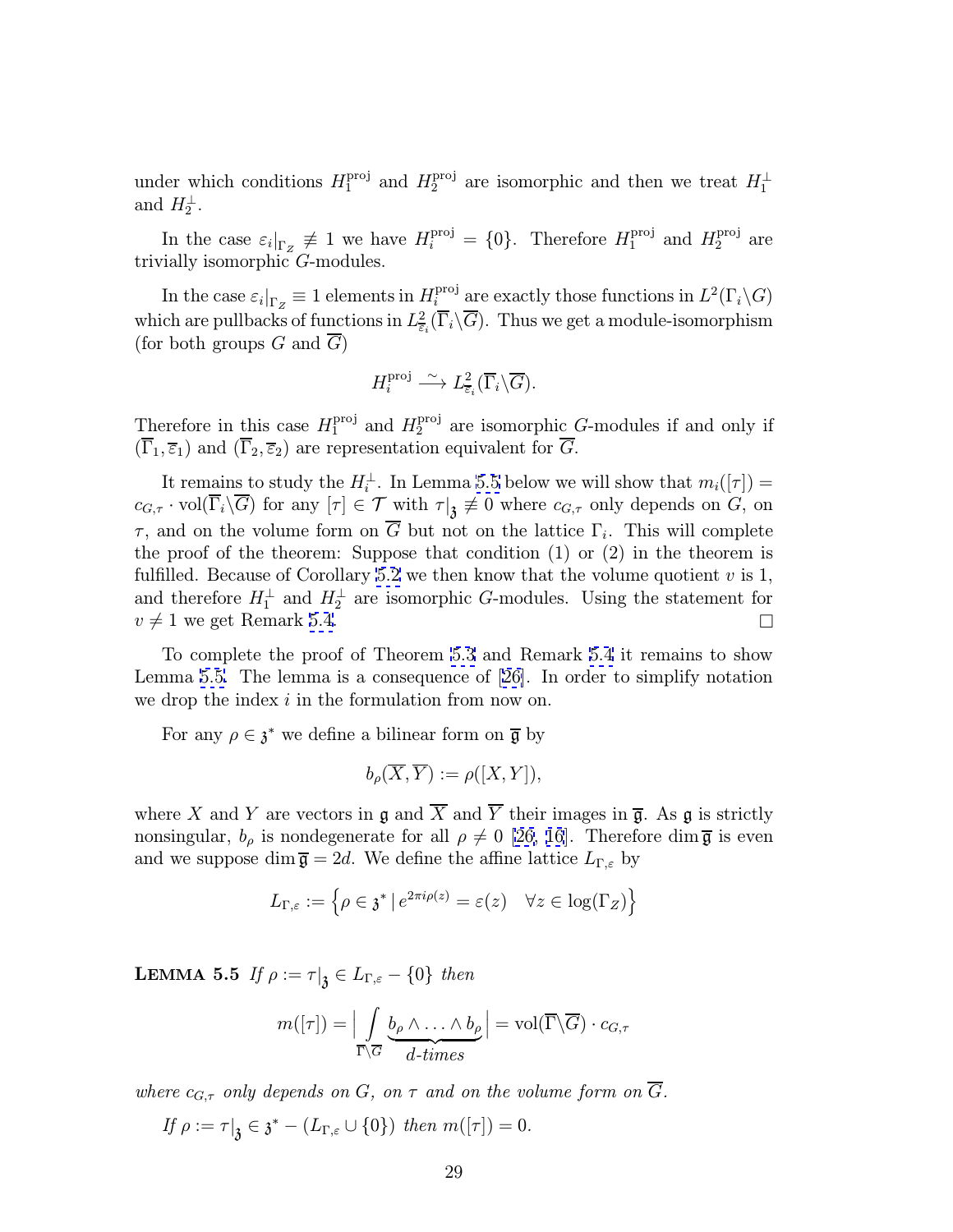under which conditions $H_1^{\text{proj}}$ and $H_2^{\text{proj}}$ are isomorphic and then we treat $H_1^\perp$ and $H_2^\perp$.

In the case $\varepsilon_i|_{\Gamma_Z} \not\equiv 1$ we have $H_i^{\text{proj}} = \{0\}$. Therefore $H_1^{\text{proj}}$ and $H_2^{\text{proj}}$ are trivially isomorphic $G$-modules.

In the case $\varepsilon_i|_{\Gamma_Z} \equiv 1$ elements in $H_i^{\text{proj}}$ are exactly those functions in $L^2(\Gamma_i\backslash G)$ which are pullbacks of functions in $L^2_{\overline{\varepsilon}_i}(\overline{\Gamma}_i\backslash\overline{G})$. Thus we get a module-isomorphism (for both groups $G$ and $\overline{G}$)

$$H_i^{\text{proj}} \xrightarrow{\sim} L^2_{\overline{\varepsilon}_i}(\overline{\Gamma}_i\backslash\overline{G}).$$

Therefore in this case $H_1^{\text{proj}}$ and $H_2^{\text{proj}}$ are isomorphic $G$-modules if and only if $(\overline{\Gamma}_1, \overline{\varepsilon}_1)$ and $(\overline{\Gamma}_2, \overline{\varepsilon}_2)$ are representation equivalent for $\overline{G}$.

It remains to study the $H_i^\perp$. In Lemma 5.5 below we will show that $m_i([\tau]) = c_{G,\tau} \cdot \text{vol}(\overline{\Gamma}_i\backslash\overline{G})$ for any $[\tau] \in \mathcal{T}$ with $\tau|_{\mathfrak{z}} \not\equiv 0$ where $c_{G,\tau}$ only depends on $G$, on $\tau$, and on the volume form on $\overline{G}$ but not on the lattice $\Gamma_i$. This will complete the proof of the theorem: Suppose that condition (1) or (2) in the theorem is fulfilled. Because of Corollary 5.2 we then know that the volume quotient $v$ is 1, and therefore $H_1^\perp$ and $H_2^\perp$ are isomorphic $G$-modules. Using the statement for $v \neq 1$ we get Remark 5.4. $\square$

To complete the proof of Theorem 5.3 and Remark 5.4 it remains to show Lemma 5.5. The lemma is a consequence of [26]. In order to simplify notation we drop the index $i$ in the formulation from now on.

For any $\rho \in \mathfrak{z}^*$ we define a bilinear form on $\overline{\mathfrak{g}}$ by

$$b_\rho(\overline{X}, \overline{Y}) := \rho([X, Y]),$$

where $X$ and $Y$ are vectors in $\mathfrak{g}$ and $\overline{X}$ and $\overline{Y}$ their images in $\overline{\mathfrak{g}}$. As $\mathfrak{g}$ is strictly nonsingular, $b_\rho$ is nondegenerate for all $\rho \neq 0$ [26, 16]. Therefore $\dim \overline{\mathfrak{g}}$ is even and we suppose $\dim \overline{\mathfrak{g}} = 2d$. We define the affine lattice $L_{\Gamma,\varepsilon}$ by

$$L_{\Gamma,\varepsilon} := \left\{ \rho \in \mathfrak{z}^* \mid e^{2\pi i \rho(z)} = \varepsilon(z) \quad \forall z \in \log(\Gamma_Z) \right\}$$

**Lemma 5.5** *If $\rho := \tau|_{\mathfrak{z}} \in L_{\Gamma,\varepsilon} - \{0\}$ then*

$$m([\tau]) = \Big| \int_{\overline{\Gamma}\backslash\overline{G}} \underbrace{b_\rho \wedge \ldots \wedge b_\rho}_{d\text{-times}} \Big| = \text{vol}(\overline{\Gamma}\backslash\overline{G}) \cdot c_{G,\tau}$$

*where $c_{G,\tau}$ only depends on $G$, on $\tau$ and on the volume form on $\overline{G}$.*

*If $\rho := \tau|_{\mathfrak{z}} \in \mathfrak{z}^* - (L_{\Gamma,\varepsilon} \cup \{0\})$ then $m([\tau]) = 0$.*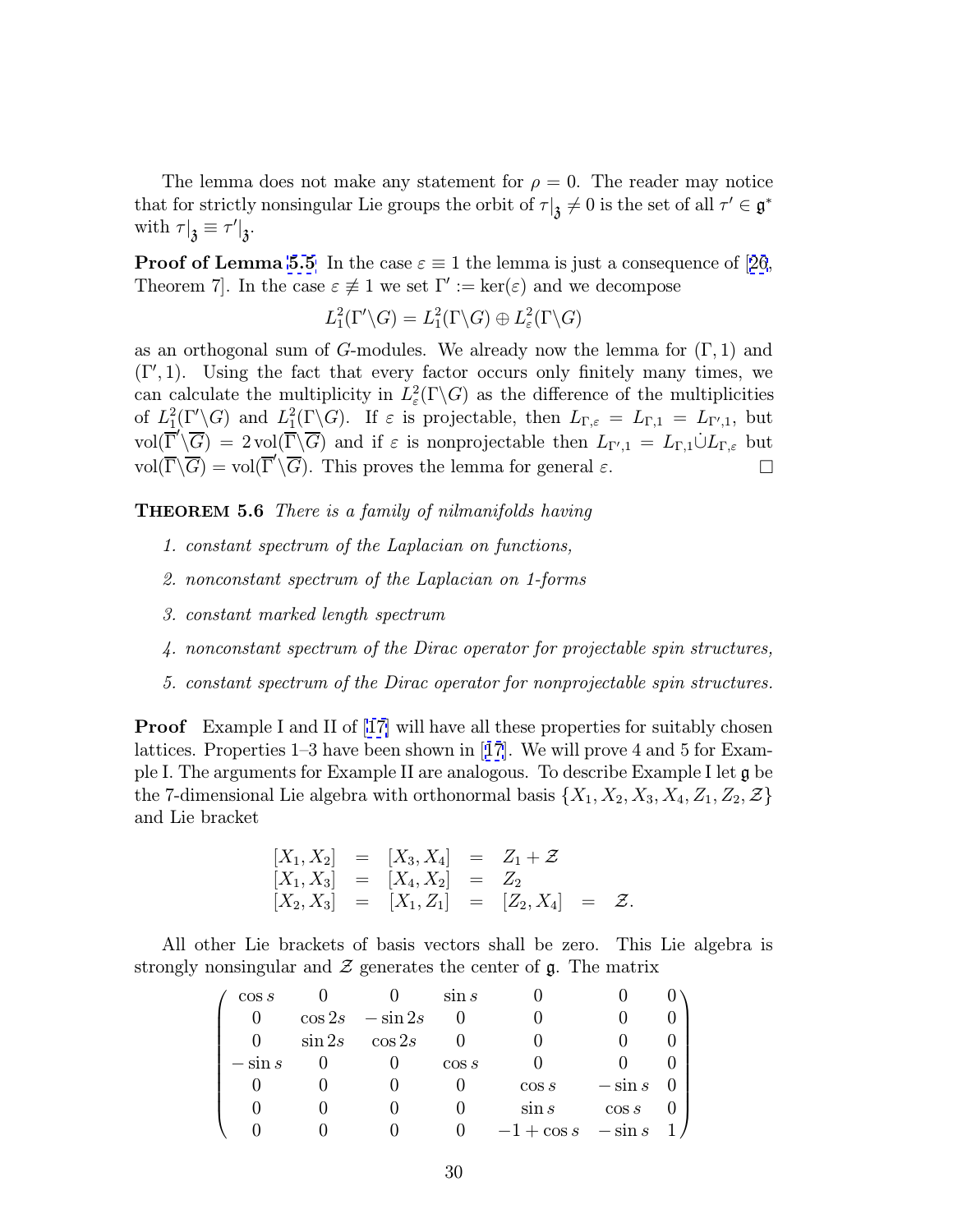The lemma does not make any statement for $\rho = 0$. The reader may notice that for strictly nonsingular Lie groups the orbit of $\tau|_{\mathfrak{z}} \neq 0$ is the set of all $\tau' \in \mathfrak{g}^*$ with $\tau|_{\mathfrak{z}} \equiv \tau'|_{\mathfrak{z}}$.

**Proof of Lemma 5.5** In the case $\varepsilon \equiv 1$ the lemma is just a consequence of [26, Theorem 7]. In the case $\varepsilon \not\equiv 1$ we set $\Gamma' := \ker(\varepsilon)$ and we decompose

$$L^2_1(\Gamma'\backslash G) = L^2_1(\Gamma\backslash G) \oplus L^2_\varepsilon(\Gamma\backslash G)$$

as an orthogonal sum of $G$-modules. We already now the lemma for $(\Gamma, 1)$ and $(\Gamma', 1)$. Using the fact that every factor occurs only finitely many times, we can calculate the multiplicity in $L^2_\varepsilon(\Gamma\backslash G)$ as the difference of the multiplicities of $L^2_1(\Gamma'\backslash G)$ and $L^2_1(\Gamma\backslash G)$. If $\varepsilon$ is projectable, then $L_{\Gamma,\varepsilon} = L_{\Gamma,1} = L_{\Gamma',1}$, but $\mathrm{vol}(\overline{\Gamma}'\backslash\overline{G}) = 2\,\mathrm{vol}(\overline{\Gamma}\backslash\overline{G})$ and if $\varepsilon$ is nonprojectable then $L_{\Gamma',1} = L_{\Gamma,1}\dot{\cup}L_{\Gamma,\varepsilon}$ but $\mathrm{vol}(\overline{\Gamma}\backslash\overline{G}) = \mathrm{vol}(\overline{\Gamma}'\backslash\overline{G})$. This proves the lemma for general $\varepsilon$. $\square$

**THEOREM 5.6** *There is a family of nilmanifolds having*

1. *constant spectrum of the Laplacian on functions,*
2. *nonconstant spectrum of the Laplacian on 1-forms*
3. *constant marked length spectrum*
4. *nonconstant spectrum of the Dirac operator for projectable spin structures,*
5. *constant spectrum of the Dirac operator for nonprojectable spin structures.*

**Proof** Example I and II of [17] will have all these properties for suitably chosen lattices. Properties 1–3 have been shown in [17]. We will prove 4 and 5 for Example I. The arguments for Example II are analogous. To describe Example I let $\mathfrak{g}$ be the 7-dimensional Lie algebra with orthonormal basis $\{X_1, X_2, X_3, X_4, Z_1, Z_2, \mathcal{Z}\}$ and Lie bracket

$$\begin{array}{rclclcl}
[X_1, X_2] & = & [X_3, X_4] & = & Z_1 + \mathcal{Z} & & \\
[X_1, X_3] & = & [X_4, X_2] & = & Z_2 & & \\
[X_2, X_3] & = & [X_1, Z_1] & = & [Z_2, X_4] & = & \mathcal{Z}.
\end{array}$$

All other Lie brackets of basis vectors shall be zero. This Lie algebra is strongly nonsingular and $\mathcal{Z}$ generates the center of $\mathfrak{g}$. The matrix

$$\begin{pmatrix}
\cos s & 0 & 0 & \sin s & 0 & 0 & 0 \\
0 & \cos 2s & -\sin 2s & 0 & 0 & 0 & 0 \\
0 & \sin 2s & \cos 2s & 0 & 0 & 0 & 0 \\
-\sin s & 0 & 0 & \cos s & 0 & 0 & 0 \\
0 & 0 & 0 & 0 & \cos s & -\sin s & 0 \\
0 & 0 & 0 & 0 & \sin s & \cos s & 0 \\
0 & 0 & 0 & 0 & -1 + \cos s & -\sin s & 1
\end{pmatrix}$$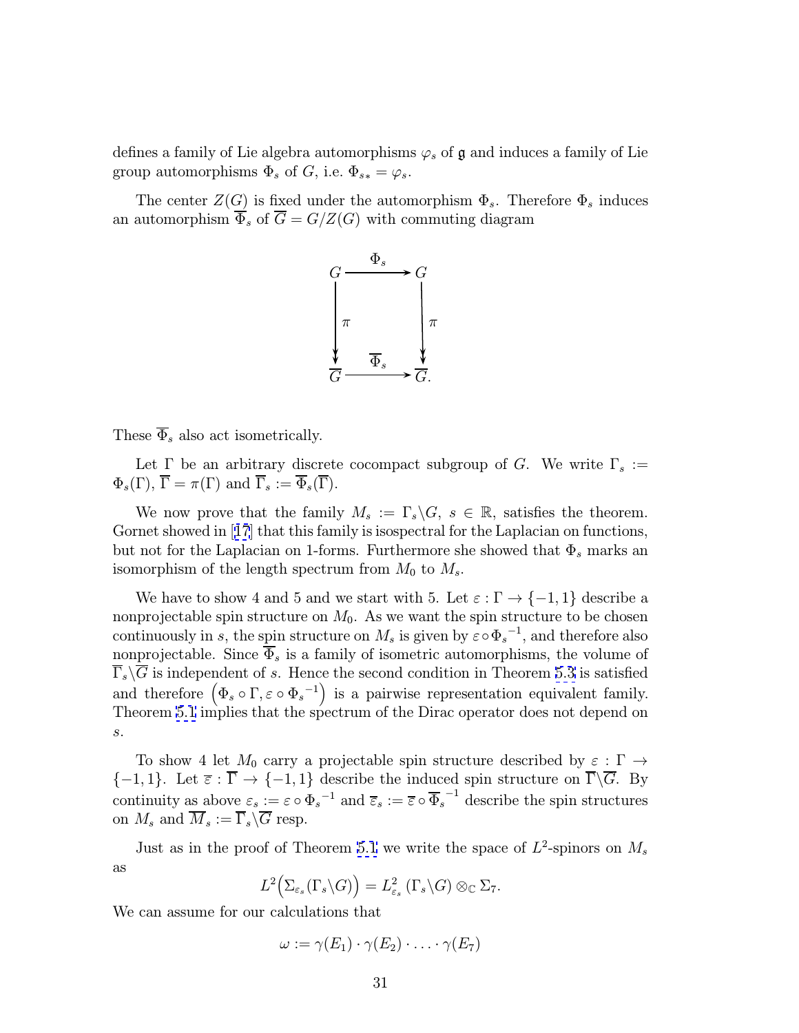defines a family of Lie algebra automorphisms $\varphi_s$ of $\mathfrak{g}$ and induces a family of Lie group automorphisms $\Phi_s$ of $G$, i.e. $\Phi_{s*} = \varphi_s$.

The center $Z(G)$ is fixed under the automorphism $\Phi_s$. Therefore $\Phi_s$ induces an automorphism $\overline{\Phi}_s$ of $\overline{G} = G/Z(G)$ with commuting diagram

$$\begin{array}{ccc} G & \xrightarrow{\Phi_s} & G \\ \Big\downarrow \pi & & \Big\downarrow \pi \\ \overline{G} & \xrightarrow{\overline{\Phi}_s} & \overline{G}. \end{array}$$

These $\overline{\Phi}_s$ also act isometrically.

Let $\Gamma$ be an arbitrary discrete cocompact subgroup of $G$. We write $\Gamma_s := \Phi_s(\Gamma)$, $\overline{\Gamma} = \pi(\Gamma)$ and $\overline{\Gamma}_s := \overline{\Phi}_s(\overline{\Gamma})$.

We now prove that the family $M_s := \Gamma_s \backslash G$, $s \in \mathbb{R}$, satisfies the theorem. Gornet showed in [17] that this family is isospectral for the Laplacian on functions, but not for the Laplacian on 1-forms. Furthermore she showed that $\Phi_s$ marks an isomorphism of the length spectrum from $M_0$ to $M_s$.

We have to show 4 and 5 and we start with 5. Let $\varepsilon : \Gamma \to \{-1, 1\}$ describe a nonprojectable spin structure on $M_0$. As we want the spin structure to be chosen continuously in $s$, the spin structure on $M_s$ is given by $\varepsilon \circ {\Phi_s}^{-1}$, and therefore also nonprojectable. Since $\overline{\Phi}_s$ is a family of isometric automorphisms, the volume of $\overline{\Gamma}_s \backslash \overline{G}$ is independent of $s$. Hence the second condition in Theorem 5.3 is satisfied and therefore $\left(\Phi_s \circ \Gamma, \varepsilon \circ {\Phi_s}^{-1}\right)$ is a pairwise representation equivalent family. Theorem 5.1 implies that the spectrum of the Dirac operator does not depend on $s$.

To show 4 let $M_0$ carry a projectable spin structure described by $\varepsilon : \Gamma \to \{-1, 1\}$. Let $\overline{\varepsilon} : \overline{\Gamma} \to \{-1, 1\}$ describe the induced spin structure on $\overline{\Gamma} \backslash \overline{G}$. By continuity as above $\varepsilon_s := \varepsilon \circ {\Phi_s}^{-1}$ and $\overline{\varepsilon}_s := \overline{\varepsilon} \circ {\overline{\Phi}_s}^{-1}$ describe the spin structures on $M_s$ and $\overline{M}_s := \overline{\Gamma}_s \backslash \overline{G}$ resp.

Just as in the proof of Theorem 5.1 we write the space of $L^2$-spinors on $M_s$ as

$$L^2\Big(\Sigma_{\varepsilon_s}(\Gamma_s \backslash G)\Big) = L^2_{\varepsilon_s}\left(\Gamma_s \backslash G\right) \otimes_{\mathbb{C}} \Sigma_7.$$

We can assume for our calculations that

$$\omega := \gamma(E_1) \cdot \gamma(E_2) \cdot \ldots \cdot \gamma(E_7)$$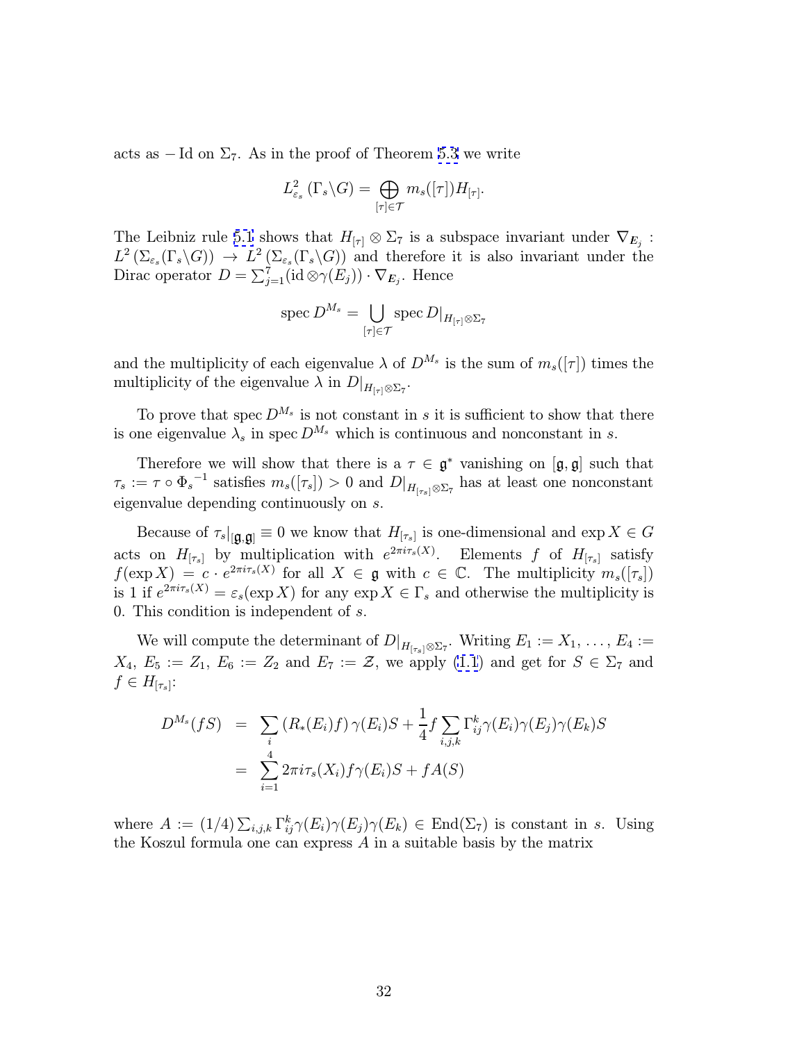acts as $-\operatorname{Id}$ on $\Sigma_7$. As in the proof of Theorem 5.3 we write

$$L^2_{\varepsilon_s}(\Gamma_s\backslash G) = \bigoplus_{[\tau]\in\mathcal{T}} m_s([\tau]) H_{[\tau]}.$$

The Leibniz rule 5.1 shows that $H_{[\tau]}\otimes\Sigma_7$ is a subspace invariant under $\nabla_{\boldsymbol{E}_j} : L^2(\Sigma_{\varepsilon_s}(\Gamma_s\backslash G)) \to L^2(\Sigma_{\varepsilon_s}(\Gamma_s\backslash G))$ and therefore it is also invariant under the Dirac operator $D = \sum_{j=1}^7 (\operatorname{id}\otimes\gamma(E_j))\cdot\nabla_{\boldsymbol{E}_j}$. Hence

$$\operatorname{spec} D^{M_s} = \bigcup_{[\tau]\in\mathcal{T}} \operatorname{spec} D|_{H_{[\tau]}\otimes\Sigma_7}$$

and the multiplicity of each eigenvalue $\lambda$ of $D^{M_s}$ is the sum of $m_s([\tau])$ times the multiplicity of the eigenvalue $\lambda$ in $D|_{H_{[\tau]}\otimes\Sigma_7}$.

To prove that $\operatorname{spec} D^{M_s}$ is not constant in $s$ it is sufficient to show that there is one eigenvalue $\lambda_s$ in $\operatorname{spec} D^{M_s}$ which is continuous and nonconstant in $s$.

Therefore we will show that there is a $\tau\in\mathfrak{g}^*$ vanishing on $[\mathfrak{g},\mathfrak{g}]$ such that $\tau_s := \tau\circ{\Phi_s}^{-1}$ satisfies $m_s([\tau_s]) > 0$ and $D|_{H_{[\tau_s]}\otimes\Sigma_7}$ has at least one nonconstant eigenvalue depending continuously on $s$.

Because of $\tau_s|_{[\mathfrak{g},\mathfrak{g}]}\equiv 0$ we know that $H_{[\tau_s]}$ is one-dimensional and $\exp X\in G$ acts on $H_{[\tau_s]}$ by multiplication with $e^{2\pi i\tau_s(X)}$. Elements $f$ of $H_{[\tau_s]}$ satisfy $f(\exp X) = c\cdot e^{2\pi i\tau_s(X)}$ for all $X\in\mathfrak{g}$ with $c\in\mathbb{C}$. The multiplicity $m_s([\tau_s])$ is 1 if $e^{2\pi i\tau_s(X)} = \varepsilon_s(\exp X)$ for any $\exp X\in\Gamma_s$ and otherwise the multiplicity is 0. This condition is independent of $s$.

We will compute the determinant of $D|_{H_{[\tau_s]}\otimes\Sigma_7}$. Writing $E_1 := X_1, \ldots, E_4 := X_4$, $E_5 := Z_1$, $E_6 := Z_2$ and $E_7 := \mathcal{Z}$, we apply (1.1) and get for $S\in\Sigma_7$ and $f\in H_{[\tau_s]}$:

$$\begin{aligned} D^{M_s}(fS) &= \sum_i (R_*(E_i)f)\,\gamma(E_i)S + \frac{1}{4} f\sum_{i,j,k}\Gamma_{ij}^k\gamma(E_i)\gamma(E_j)\gamma(E_k)S \\ &= \sum_{i=1}^4 2\pi i\tau_s(X_i) f\gamma(E_i)S + fA(S) \end{aligned}$$

where $A := (1/4)\sum_{i,j,k}\Gamma_{ij}^k\gamma(E_i)\gamma(E_j)\gamma(E_k)\in\operatorname{End}(\Sigma_7)$ is constant in $s$. Using the Koszul formula one can express $A$ in a suitable basis by the matrix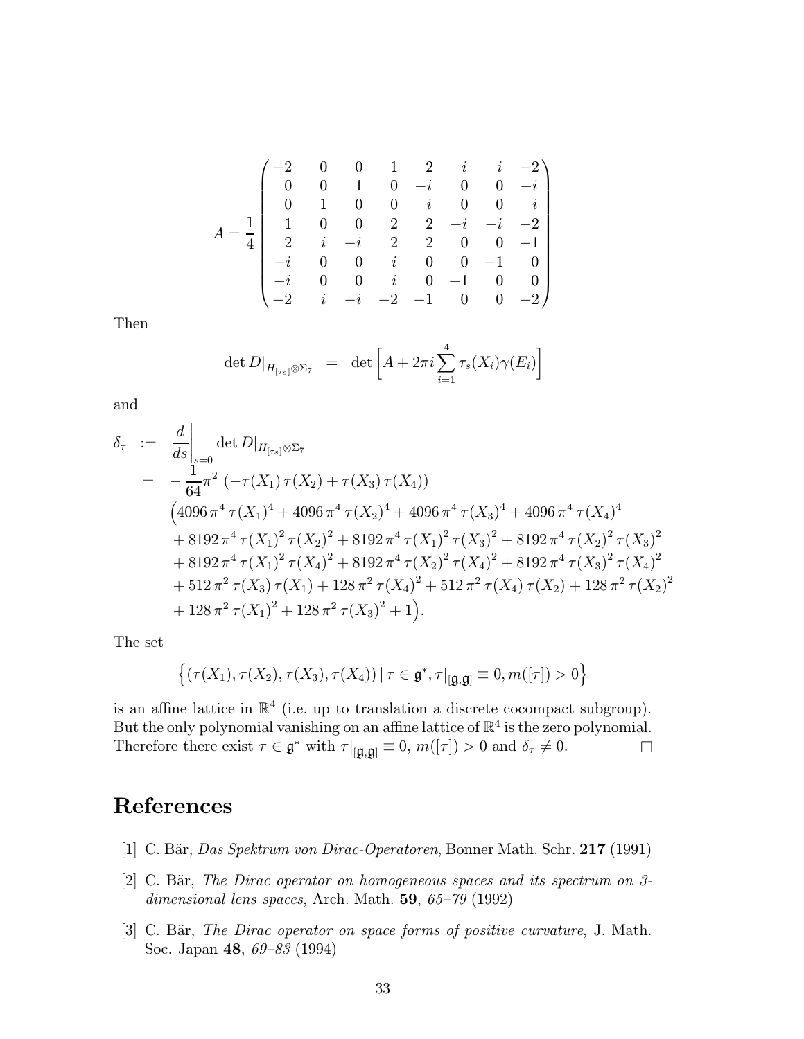$$
A = \frac{1}{4} \begin{pmatrix}
-2 & 0 & 0 & 1 & 2 & i & i & -2 \\
0 & 0 & 1 & 0 & -i & 0 & 0 & -i \\
0 & 1 & 0 & 0 & i & 0 & 0 & i \\
1 & 0 & 0 & 2 & 2 & -i & -i & -2 \\
2 & i & -i & 2 & 2 & 0 & 0 & -1 \\
-i & 0 & 0 & i & 0 & 0 & -1 & 0 \\
-i & 0 & 0 & i & 0 & -1 & 0 & 0 \\
-2 & i & -i & -2 & -1 & 0 & 0 & -2
\end{pmatrix}
$$

Then

$$
\det D|_{H_{[\tau_s]}\otimes\Sigma_7} \;=\; \det\left[A + 2\pi i \sum_{i=1}^{4} \tau_s(X_i)\gamma(E_i)\right]
$$

and

$$
\begin{aligned}
\delta_\tau \;:=\;& \left.\frac{d}{ds}\right|_{s=0} \det D|_{H_{[\tau_s]}\otimes\Sigma_7} \\
=\;& -\frac{1}{64}\pi^2 \left(-\tau(X_1)\,\tau(X_2) + \tau(X_3)\,\tau(X_4)\right) \\
& \Big(4096\,\pi^4\,\tau(X_1)^4 + 4096\,\pi^4\,\tau(X_2)^4 + 4096\,\pi^4\,\tau(X_3)^4 + 4096\,\pi^4\,\tau(X_4)^4 \\
& + 8192\,\pi^4\,\tau(X_1)^2\,\tau(X_2)^2 + 8192\,\pi^4\,\tau(X_1)^2\,\tau(X_3)^2 + 8192\,\pi^4\,\tau(X_2)^2\,\tau(X_3)^2 \\
& + 8192\,\pi^4\,\tau(X_1)^2\,\tau(X_4)^2 + 8192\,\pi^4\,\tau(X_2)^2\,\tau(X_4)^2 + 8192\,\pi^4\,\tau(X_3)^2\,\tau(X_4)^2 \\
& + 512\,\pi^2\,\tau(X_3)\,\tau(X_1) + 128\,\pi^2\,\tau(X_4)^2 + 512\,\pi^2\,\tau(X_4)\,\tau(X_2) + 128\,\pi^2\,\tau(X_2)^2 \\
& + 128\,\pi^2\,\tau(X_1)^2 + 128\,\pi^2\,\tau(X_3)^2 + 1\Big).
\end{aligned}
$$

The set

$$
\left\{ (\tau(X_1), \tau(X_2), \tau(X_3), \tau(X_4)) \,|\, \tau \in \mathfrak{g}^*, \tau|_{[\mathfrak{g},\mathfrak{g}]} \equiv 0, m([\tau]) > 0 \right\}
$$

is an affine lattice in $\mathbb{R}^4$ (i.e. up to translation a discrete cocompact subgroup). But the only polynomial vanishing on an affine lattice of $\mathbb{R}^4$ is the zero polynomial. Therefore there exist $\tau \in \mathfrak{g}^*$ with $\tau|_{[\mathfrak{g},\mathfrak{g}]} \equiv 0$, $m([\tau]) > 0$ and $\delta_\tau \neq 0$. □

# References

[1] C. Bär, *Das Spektrum von Dirac-Operatoren*, Bonner Math. Schr. **217** (1991)

[2] C. Bär, *The Dirac operator on homogeneous spaces and its spectrum on 3-dimensional lens spaces*, Arch. Math. **59**, *65–79* (1992)

[3] C. Bär, *The Dirac operator on space forms of positive curvature*, J. Math. Soc. Japan **48**, *69–83* (1994)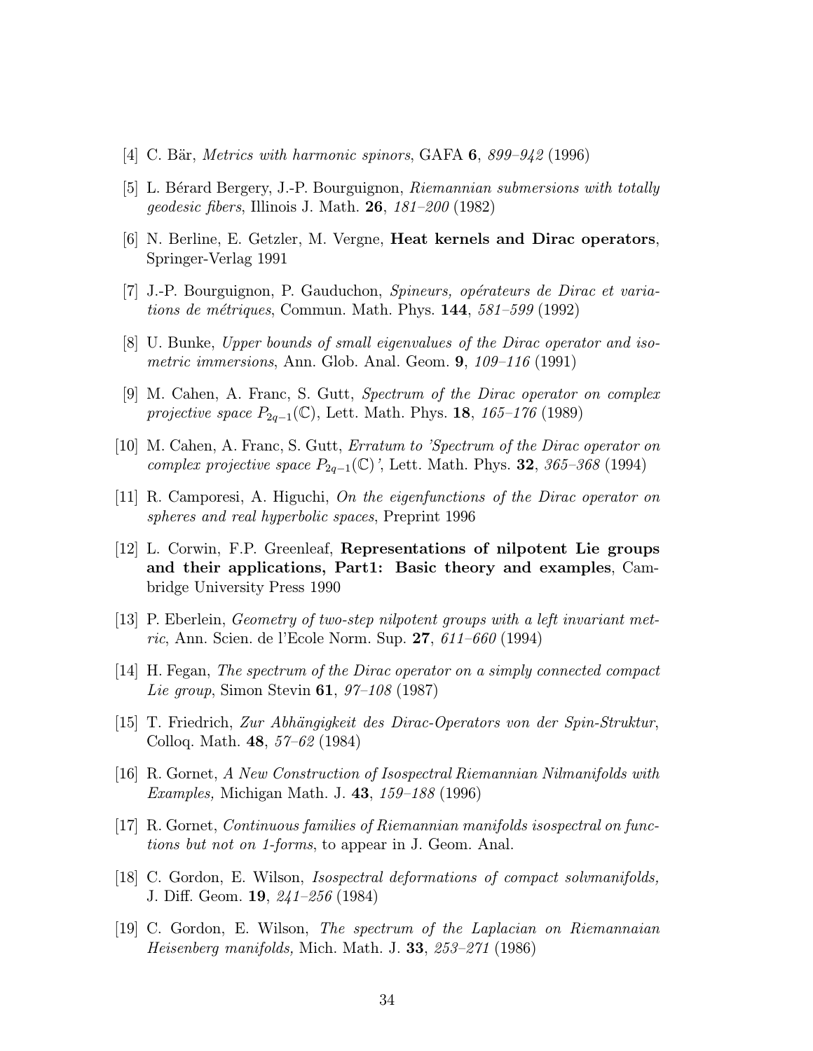[4] C. Bär, *Metrics with harmonic spinors*, GAFA **6**, *899–942* (1996)

[5] L. Bérard Bergery, J.-P. Bourguignon, *Riemannian submersions with totally geodesic fibers*, Illinois J. Math. **26**, *181–200* (1982)

[6] N. Berline, E. Getzler, M. Vergne, **Heat kernels and Dirac operators**, Springer-Verlag 1991

[7] J.-P. Bourguignon, P. Gauduchon, *Spineurs, opérateurs de Dirac et variations de métriques*, Commun. Math. Phys. **144**, *581–599* (1992)

[8] U. Bunke, *Upper bounds of small eigenvalues of the Dirac operator and isometric immersions*, Ann. Glob. Anal. Geom. **9**, *109–116* (1991)

[9] M. Cahen, A. Franc, S. Gutt, *Spectrum of the Dirac operator on complex projective space $P_{2q-1}(\mathbb{C})$*, Lett. Math. Phys. **18**, *165–176* (1989)

[10] M. Cahen, A. Franc, S. Gutt, *Erratum to 'Spectrum of the Dirac operator on complex projective space $P_{2q-1}(\mathbb{C})$'*, Lett. Math. Phys. **32**, *365–368* (1994)

[11] R. Camporesi, A. Higuchi, *On the eigenfunctions of the Dirac operator on spheres and real hyperbolic spaces*, Preprint 1996

[12] L. Corwin, F.P. Greenleaf, **Representations of nilpotent Lie groups and their applications, Part1: Basic theory and examples**, Cambridge University Press 1990

[13] P. Eberlein, *Geometry of two-step nilpotent groups with a left invariant metric*, Ann. Scien. de l'Ecole Norm. Sup. **27**, *611–660* (1994)

[14] H. Fegan, *The spectrum of the Dirac operator on a simply connected compact Lie group*, Simon Stevin **61**, *97–108* (1987)

[15] T. Friedrich, *Zur Abhängigkeit des Dirac-Operators von der Spin-Struktur*, Colloq. Math. **48**, *57–62* (1984)

[16] R. Gornet, *A New Construction of Isospectral Riemannian Nilmanifolds with Examples,* Michigan Math. J. **43**, *159–188* (1996)

[17] R. Gornet, *Continuous families of Riemannian manifolds isospectral on functions but not on 1-forms*, to appear in J. Geom. Anal.

[18] C. Gordon, E. Wilson, *Isospectral deformations of compact solvmanifolds,* J. Diff. Geom. **19**, *241–256* (1984)

[19] C. Gordon, E. Wilson, *The spectrum of the Laplacian on Riemannaian Heisenberg manifolds,* Mich. Math. J. **33**, *253–271* (1986)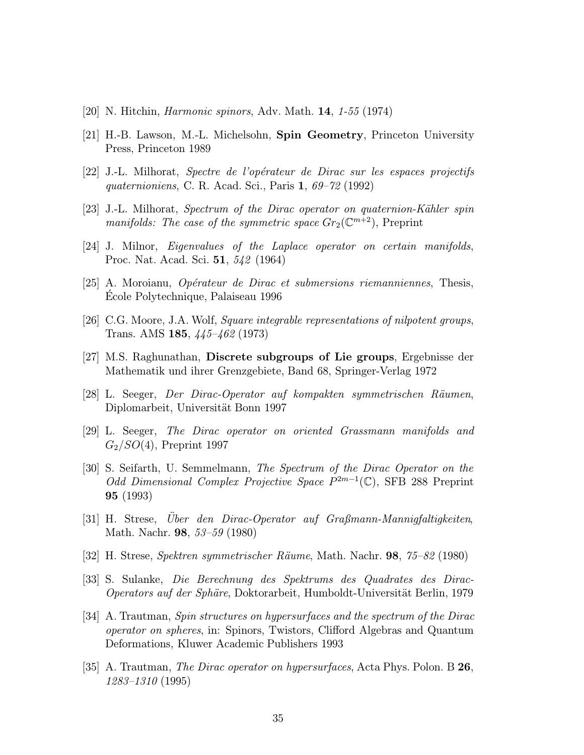[20] N. Hitchin, *Harmonic spinors*, Adv. Math. **14**, *1-55* (1974)

[21] H.-B. Lawson, M.-L. Michelsohn, **Spin Geometry**, Princeton University Press, Princeton 1989

[22] J.-L. Milhorat, *Spectre de l'opérateur de Dirac sur les espaces projectifs quaternioniens*, C. R. Acad. Sci., Paris **1**, *69–72* (1992)

[23] J.-L. Milhorat, *Spectrum of the Dirac operator on quaternion-Kähler spin manifolds: The case of the symmetric space $Gr_2(\mathbb{C}^{m+2})$*, Preprint

[24] J. Milnor, *Eigenvalues of the Laplace operator on certain manifolds*, Proc. Nat. Acad. Sci. **51**, *542* (1964)

[25] A. Moroianu, *Opérateur de Dirac et submersions riemanniennes*, Thesis, École Polytechnique, Palaiseau 1996

[26] C.G. Moore, J.A. Wolf, *Square integrable representations of nilpotent groups*, Trans. AMS **185**, *445–462* (1973)

[27] M.S. Raghunathan, **Discrete subgroups of Lie groups**, Ergebnisse der Mathematik und ihrer Grenzgebiete, Band 68, Springer-Verlag 1972

[28] L. Seeger, *Der Dirac-Operator auf kompakten symmetrischen Räumen*, Diplomarbeit, Universität Bonn 1997

[29] L. Seeger, *The Dirac operator on oriented Grassmann manifolds and $G_2/SO(4)$*, Preprint 1997

[30] S. Seifarth, U. Semmelmann, *The Spectrum of the Dirac Operator on the Odd Dimensional Complex Projective Space $P^{2m-1}(\mathbb{C})$*, SFB 288 Preprint **95** (1993)

[31] H. Strese, *Über den Dirac-Operator auf Graßmann-Mannigfaltigkeiten*, Math. Nachr. **98**, *53–59* (1980)

[32] H. Strese, *Spektren symmetrischer Räume*, Math. Nachr. **98**, *75–82* (1980)

[33] S. Sulanke, *Die Berechnung des Spektrums des Quadrates des Dirac-Operators auf der Sphäre*, Doktorarbeit, Humboldt-Universität Berlin, 1979

[34] A. Trautman, *Spin structures on hypersurfaces and the spectrum of the Dirac operator on spheres*, in: Spinors, Twistors, Clifford Algebras and Quantum Deformations, Kluwer Academic Publishers 1993

[35] A. Trautman, *The Dirac operator on hypersurfaces*, Acta Phys. Polon. B **26**, *1283–1310* (1995)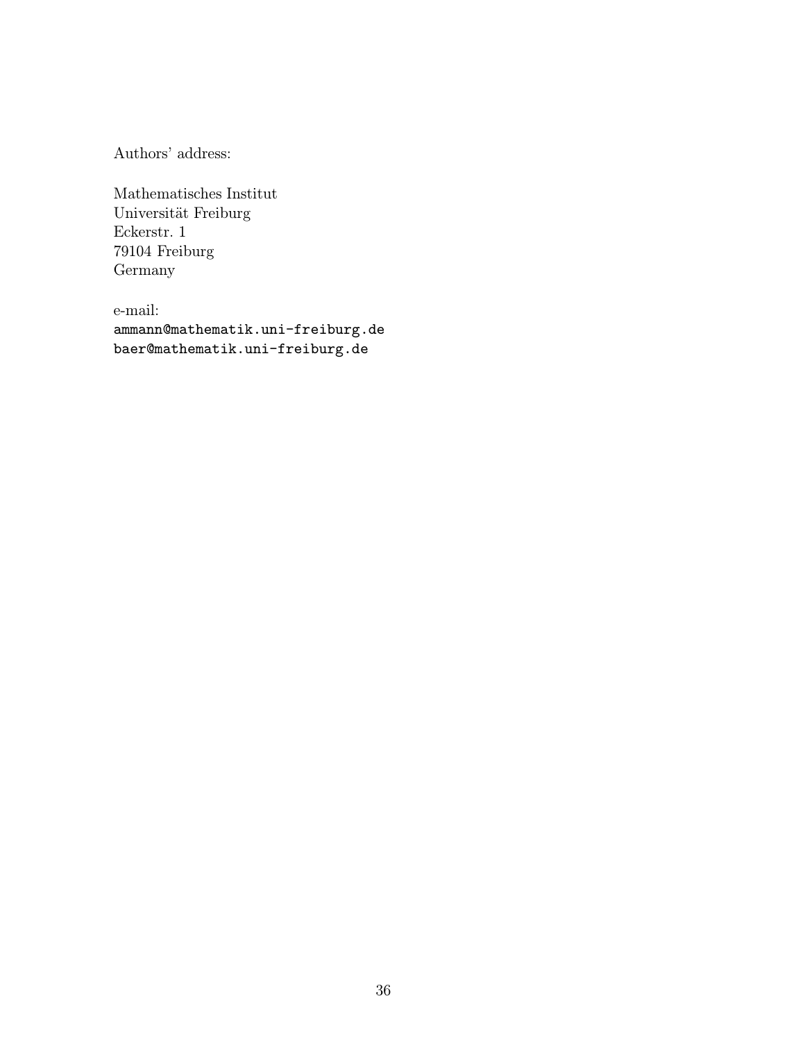Authors' address:

Mathematisches Institut
Universität Freiburg
Eckerstr. 1
79104 Freiburg
Germany

e-mail:
`ammann@mathematik.uni-freiburg.de`
`baer@mathematik.uni-freiburg.de`